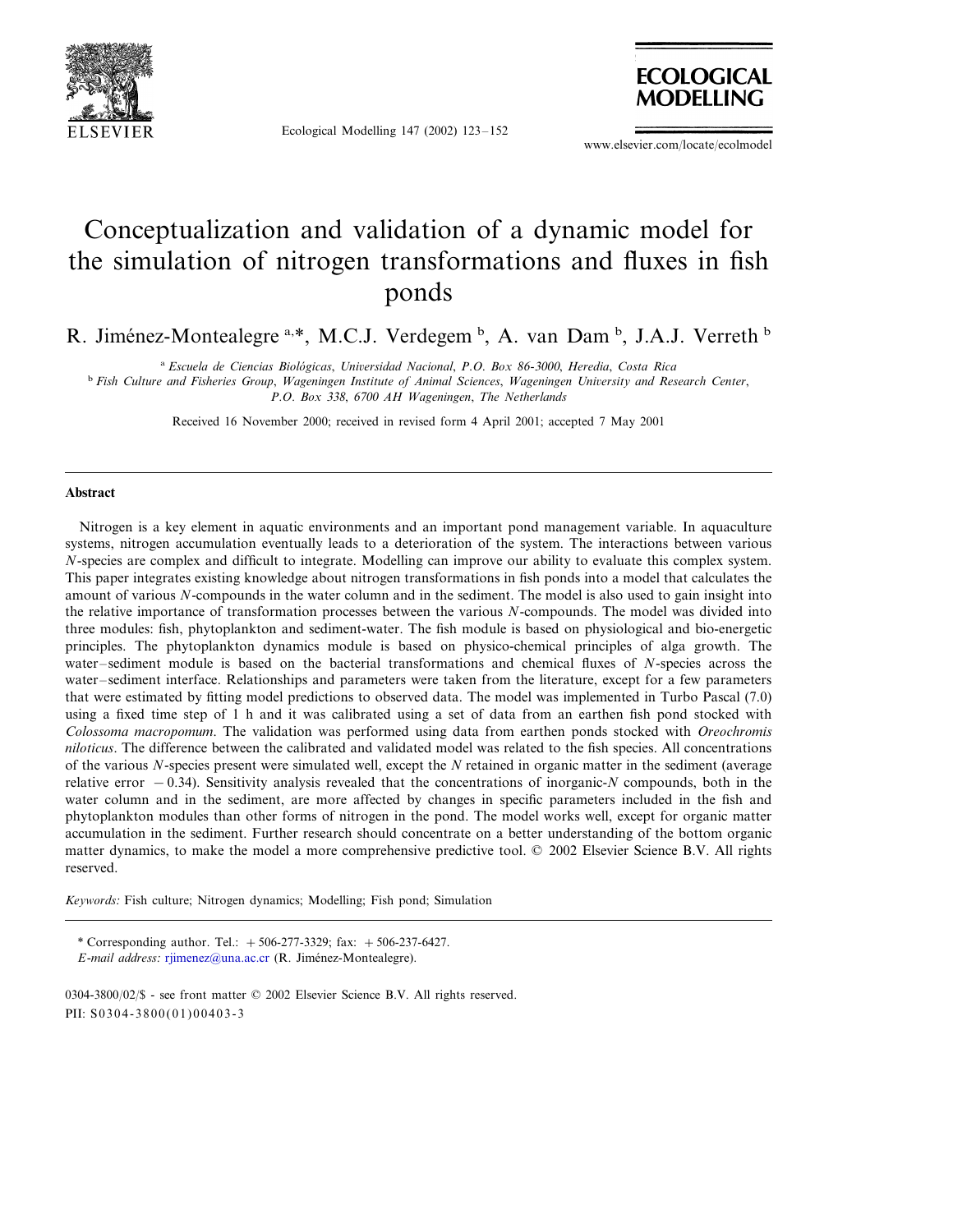# Conceptualization and validation of a dynamic model for the simulation of nitrogen transformations and fluxes in fish ponds

R. Jiménez-Montealegre [a,*], M.C.J. Verdegem [b], A. van Dam [b], J.A.J. Verreth [b]

[a] *Escuela de Ciencias Biológicas, Universidad Nacional, P.O. Box 86-3000, Heredia, Costa Rica*

[b] *Fish Culture and Fisheries Group, Wageningen Institute of Animal Sciences, Wageningen University and Research Center, P.O. Box 338, 6700 AH Wageningen, The Netherlands*

Received 16 November 2000; received in revised form 4 April 2001; accepted 7 May 2001

## Abstract

Nitrogen is a key element in aquatic environments and an important pond management variable. In aquaculture systems, nitrogen accumulation eventually leads to a deterioration of the system. The interactions between various *N*-species are complex and difficult to integrate. Modelling can improve our ability to evaluate this complex system. This paper integrates existing knowledge about nitrogen transformations in fish ponds into a model that calculates the amount of various *N*-compounds in the water column and in the sediment. The model is also used to gain insight into the relative importance of transformation processes between the various *N*-compounds. The model was divided into three modules: fish, phytoplankton and sediment-water. The fish module is based on physiological and bio-energetic principles. The phytoplankton dynamics module is based on physico-chemical principles of alga growth. The water–sediment module is based on the bacterial transformations and chemical fluxes of *N*-species across the water–sediment interface. Relationships and parameters were taken from the literature, except for a few parameters that were estimated by fitting model predictions to observed data. The model was implemented in Turbo Pascal (7.0) using a fixed time step of 1 h and it was calibrated using a set of data from an earthen fish pond stocked with *Colossoma macropomum*. The validation was performed using data from earthen ponds stocked with *Oreochromis niloticus*. The difference between the calibrated and validated model was related to the fish species. All concentrations of the various *N*-species present were simulated well, except the *N* retained in organic matter in the sediment (average relative error −0.34). Sensitivity analysis revealed that the concentrations of inorganic-*N* compounds, both in the water column and in the sediment, are more affected by changes in specific parameters included in the fish and phytoplankton modules than other forms of nitrogen in the pond. The model works well, except for organic matter accumulation in the sediment. Further research should concentrate on a better understanding of the bottom organic matter dynamics, to make the model a more comprehensive predictive tool. © 2002 Elsevier Science B.V. All rights reserved.

*Keywords:* Fish culture; Nitrogen dynamics; Modelling; Fish pond; Simulation

\* Corresponding author. Tel.: +506-277-3329; fax: +506-237-6427.
*E-mail address:* rjimenez@una.ac.cr (R. Jiménez-Montealegre).

0304-3800/02/$ - see front matter © 2002 Elsevier Science B.V. All rights reserved.
PII: S0304-3800(01)00403-3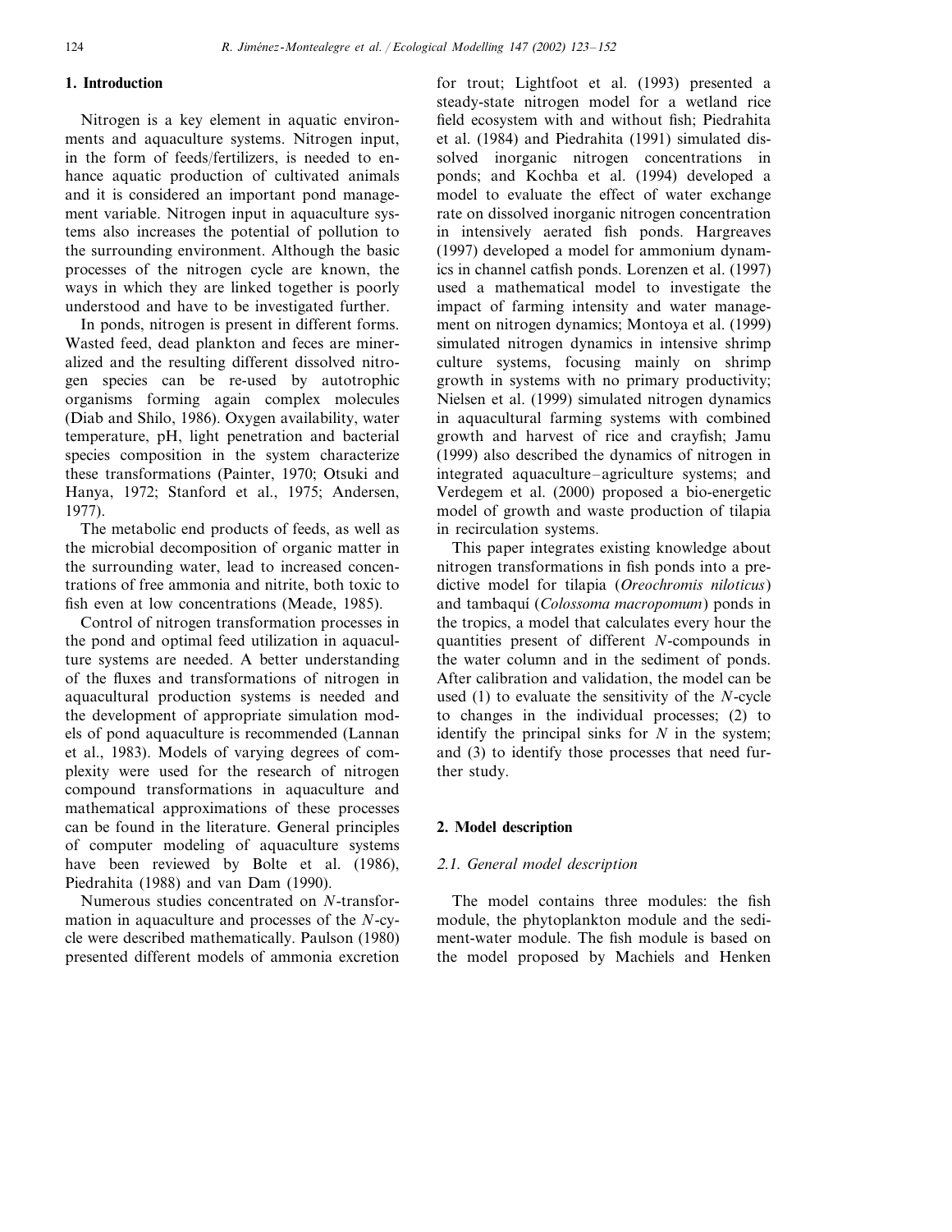## 1. Introduction

Nitrogen is a key element in aquatic environments and aquaculture systems. Nitrogen input, in the form of feeds/fertilizers, is needed to enhance aquatic production of cultivated animals and it is considered an important pond management variable. Nitrogen input in aquaculture systems also increases the potential of pollution to the surrounding environment. Although the basic processes of the nitrogen cycle are known, the ways in which they are linked together is poorly understood and have to be investigated further.

In ponds, nitrogen is present in different forms. Wasted feed, dead plankton and feces are mineralized and the resulting different dissolved nitrogen species can be re-used by autotrophic organisms forming again complex molecules (Diab and Shilo, 1986). Oxygen availability, water temperature, pH, light penetration and bacterial species composition in the system characterize these transformations (Painter, 1970; Otsuki and Hanya, 1972; Stanford et al., 1975; Andersen, 1977).

The metabolic end products of feeds, as well as the microbial decomposition of organic matter in the surrounding water, lead to increased concentrations of free ammonia and nitrite, both toxic to fish even at low concentrations (Meade, 1985).

Control of nitrogen transformation processes in the pond and optimal feed utilization in aquaculture systems are needed. A better understanding of the fluxes and transformations of nitrogen in aquacultural production systems is needed and the development of appropriate simulation models of pond aquaculture is recommended (Lannan et al., 1983). Models of varying degrees of complexity were used for the research of nitrogen compound transformations in aquaculture and mathematical approximations of these processes can be found in the literature. General principles of computer modeling of aquaculture systems have been reviewed by Bolte et al. (1986), Piedrahita (1988) and van Dam (1990).

Numerous studies concentrated on *N*-transformation in aquaculture and processes of the *N*-cycle were described mathematically. Paulson (1980) presented different models of ammonia excretion for trout; Lightfoot et al. (1993) presented a steady-state nitrogen model for a wetland rice field ecosystem with and without fish; Piedrahita et al. (1984) and Piedrahita (1991) simulated dissolved inorganic nitrogen concentrations in ponds; and Kochba et al. (1994) developed a model to evaluate the effect of water exchange rate on dissolved inorganic nitrogen concentration in intensively aerated fish ponds. Hargreaves (1997) developed a model for ammonium dynamics in channel catfish ponds. Lorenzen et al. (1997) used a mathematical model to investigate the impact of farming intensity and water management on nitrogen dynamics; Montoya et al. (1999) simulated nitrogen dynamics in intensive shrimp culture systems, focusing mainly on shrimp growth in systems with no primary productivity; Nielsen et al. (1999) simulated nitrogen dynamics in aquacultural farming systems with combined growth and harvest of rice and crayfish; Jamu (1999) also described the dynamics of nitrogen in integrated aquaculture–agriculture systems; and Verdegem et al. (2000) proposed a bio-energetic model of growth and waste production of tilapia in recirculation systems.

This paper integrates existing knowledge about nitrogen transformations in fish ponds into a predictive model for tilapia (*Oreochromis niloticus*) and tambaquí (*Colossoma macropomum*) ponds in the tropics, a model that calculates every hour the quantities present of different *N*-compounds in the water column and in the sediment of ponds. After calibration and validation, the model can be used (1) to evaluate the sensitivity of the *N*-cycle to changes in the individual processes; (2) to identify the principal sinks for *N* in the system; and (3) to identify those processes that need further study.

## 2. Model description

### 2.1. General model description

The model contains three modules: the fish module, the phytoplankton module and the sediment-water module. The fish module is based on the model proposed by Machiels and Henken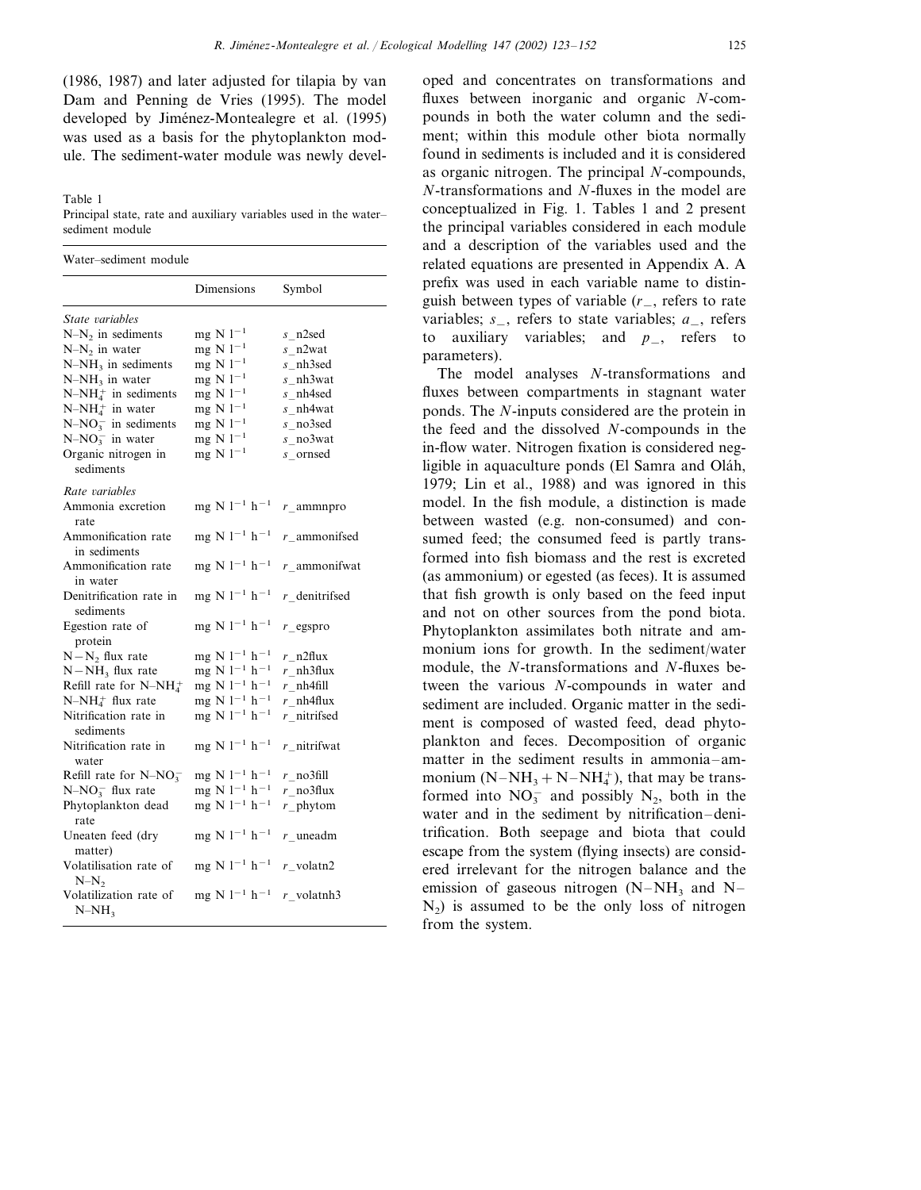(1986, 1987) and later adjusted for tilapia by van Dam and Penning de Vries (1995). The model developed by Jiménez-Montealegre et al. (1995) was used as a basis for the phytoplankton module. The sediment-water module was newly developed and concentrates on transformations and fluxes between inorganic and organic *N*-compounds in both the water column and the sediment; within this module other biota normally found in sediments is included and it is considered as organic nitrogen. The principal *N*-compounds, *N*-transformations and *N*-fluxes in the model are conceptualized in Fig. 1. Tables 1 and 2 present the principal variables considered in each module and a description of the variables used and the related equations are presented in Appendix A. A prefix was used in each variable name to distinguish between types of variable (*r*_, refers to rate variables; *s*_, refers to state variables; *a*_, refers to auxiliary variables; and *p*_, refers to parameters).

Table 1
Principal state, rate and auxiliary variables used in the water–sediment module

| Water–sediment module | | |
|---|---|---|
| | Dimensions | Symbol |
| *State variables* | | |
| $N–N_2$ in sediments | mg N $l^{-1}$ | *s*_n2sed |
| $N–N_2$ in water | mg N $l^{-1}$ | *s*_n2wat |
| $N–NH_3$ in sediments | mg N $l^{-1}$ | *s*_nh3sed |
| $N–NH_3$ in water | mg N $l^{-1}$ | *s*_nh3wat |
| $N–NH_4^+$ in sediments | mg N $l^{-1}$ | *s*_nh4sed |
| $N–NH_4^+$ in water | mg N $l^{-1}$ | *s*_nh4wat |
| $N–NO_3^-$ in sediments | mg N $l^{-1}$ | *s*_no3sed |
| $N–NO_3^-$ in water | mg N $l^{-1}$ | *s*_no3wat |
| Organic nitrogen in sediments | mg N $l^{-1}$ | *s*_ornsed |
| *Rate variables* | | |
| Ammonia excretion rate | mg N $l^{-1}$ $h^{-1}$ | *r*_ammnpro |
| Ammonification rate in sediments | mg N $l^{-1}$ $h^{-1}$ | *r*_ammonifsed |
| Ammonification rate in water | mg N $l^{-1}$ $h^{-1}$ | *r*_ammonifwat |
| Denitrification rate in sediments | mg N $l^{-1}$ $h^{-1}$ | *r*_denitrifsed |
| Egestion rate of protein | mg N $l^{-1}$ $h^{-1}$ | *r*_egspro |
| $N-N_2$ flux rate | mg N $l^{-1}$ $h^{-1}$ | *r*_n2flux |
| $N-NH_3$ flux rate | mg N $l^{-1}$ $h^{-1}$ | *r*_nh3flux |
| Refill rate for $N–NH_4^+$ | mg N $l^{-1}$ $h^{-1}$ | *r*_nh4fill |
| $N–NH_4^+$ flux rate | mg N $l^{-1}$ $h^{-1}$ | *r*_nh4flux |
| Nitrification rate in sediments | mg N $l^{-1}$ $h^{-1}$ | *r*_nitrifsed |
| Nitrification rate in water | mg N $l^{-1}$ $h^{-1}$ | *r*_nitrifwat |
| Refill rate for $N–NO_3^-$ | mg N $l^{-1}$ $h^{-1}$ | *r*_no3fill |
| $N–NO_3^-$ flux rate | mg N $l^{-1}$ $h^{-1}$ | *r*_no3flux |
| Phytoplankton dead rate | mg N $l^{-1}$ $h^{-1}$ | *r*_phytom |
| Uneaten feed (dry matter) | mg N $l^{-1}$ $h^{-1}$ | *r*_uneadm |
| Volatilisation rate of $N–N_2$ | mg N $l^{-1}$ $h^{-1}$ | *r*_volatn2 |
| Volatilization rate of $N–NH_3$ | mg N $l^{-1}$ $h^{-1}$ | *r*_volatnh3 |

The model analyses *N*-transformations and fluxes between compartments in stagnant water ponds. The *N*-inputs considered are the protein in the feed and the dissolved *N*-compounds in the in-flow water. Nitrogen fixation is considered negligible in aquaculture ponds (El Samra and Oláh, 1979; Lin et al., 1988) and was ignored in this model. In the fish module, a distinction is made between wasted (e.g. non-consumed) and consumed feed; the consumed feed is partly transformed into fish biomass and the rest is excreted (as ammonium) or egested (as feces). It is assumed that fish growth is only based on the feed input and not on other sources from the pond biota. Phytoplankton assimilates both nitrate and ammonium ions for growth. In the sediment/water module, the *N*-transformations and *N*-fluxes between the various *N*-compounds in water and sediment are included. Organic matter in the sediment is composed of wasted feed, dead phytoplankton and feces. Decomposition of organic matter in the sediment results in ammonia–ammonium ($N–NH_3 + N–NH_4^+$), that may be transformed into $NO_3^-$ and possibly $N_2$, both in the water and in the sediment by nitrification–denitrification. Both seepage and biota that could escape from the system (flying insects) are considered irrelevant for the nitrogen balance and the emission of gaseous nitrogen ($N–NH_3$ and $N–N_2$) is assumed to be the only loss of nitrogen from the system.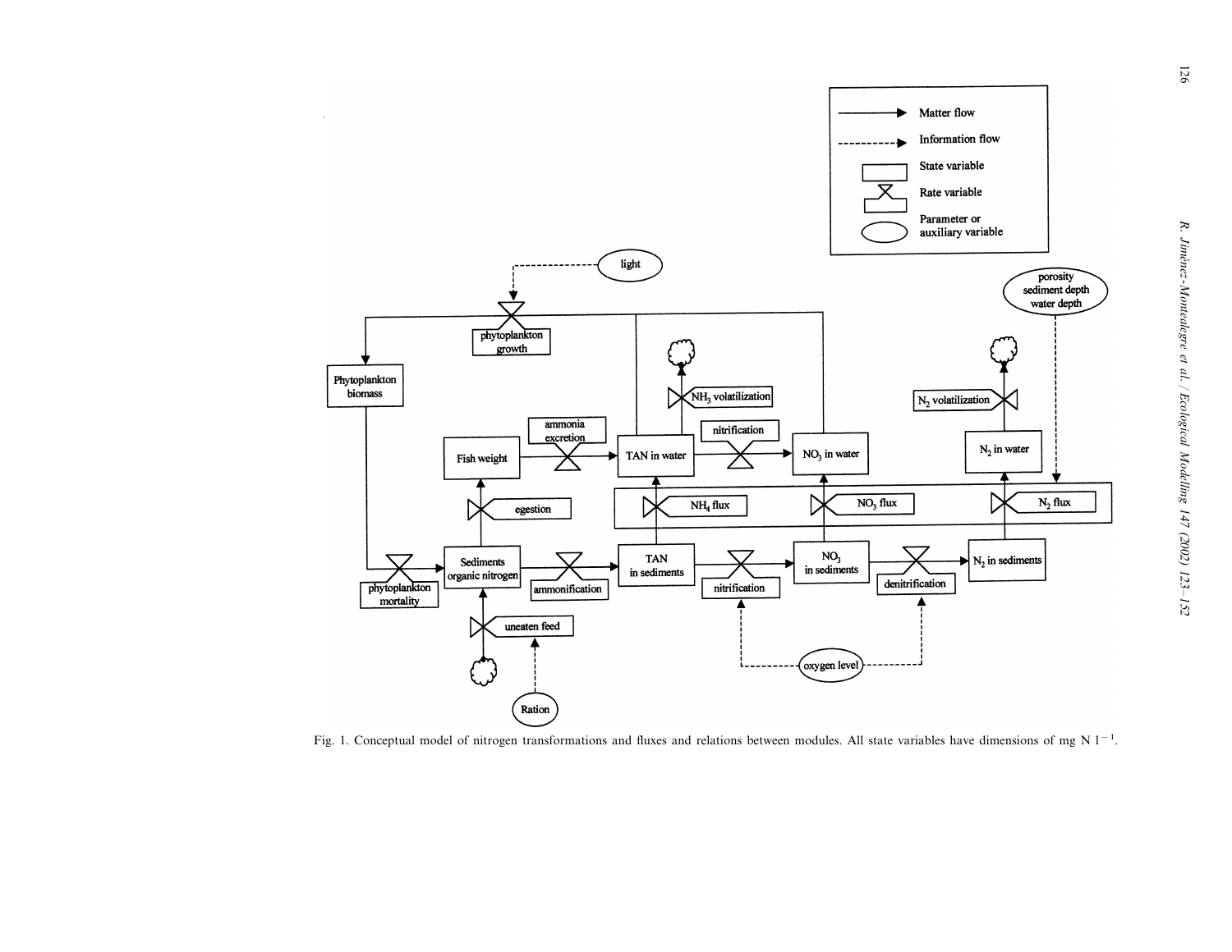Fig. 1. Conceptual model of nitrogen transformations and fluxes and relations between modules. All state variables have dimensions of mg N $l^{-1}$.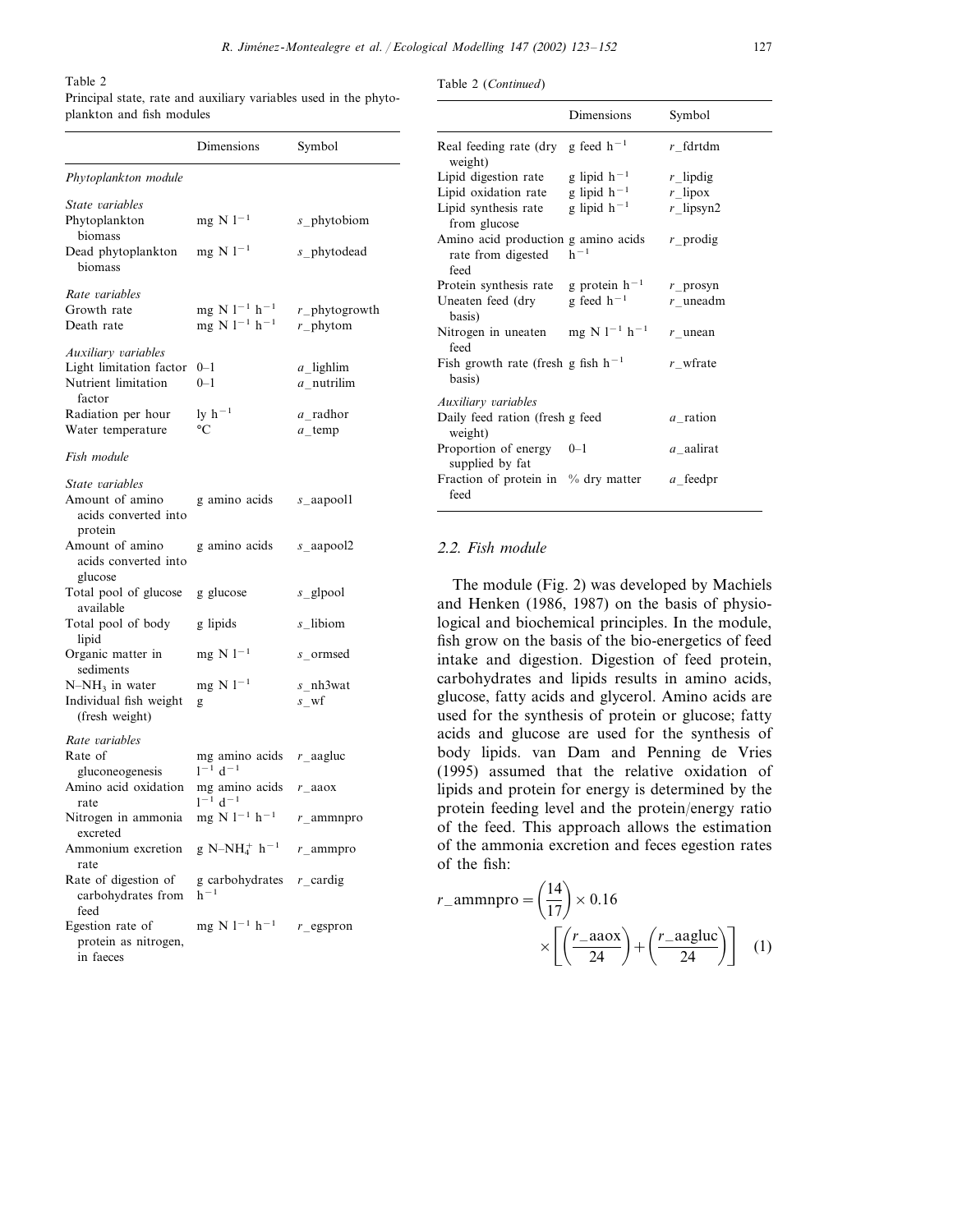Table 2
Principal state, rate and auxiliary variables used in the phytoplankton and fish modules

| | Dimensions | Symbol |
|---|---|---|
| *Phytoplankton module* | | |
| *State variables* | | |
| Phytoplankton biomass | mg N $l^{-1}$ | *s*_phytobiom |
| Dead phytoplankton biomass | mg N $l^{-1}$ | *s*_phytodead |
| *Rate variables* | | |
| Growth rate | mg N $l^{-1}$ $h^{-1}$ | *r*_phytogrowth |
| Death rate | mg N $l^{-1}$ $h^{-1}$ | *r*_phytom |
| *Auxiliary variables* | | |
| Light limitation factor | 0–1 | *a*_lighlim |
| Nutrient limitation factor | 0–1 | *a*_nutrilim |
| Radiation per hour | ly $h^{-1}$ | *a*_radhor |
| Water temperature | °C | *a*_temp |
| *Fish module* | | |
| *State variables* | | |
| Amount of amino acids converted into protein | g amino acids | *s*_aapool1 |
| Amount of amino acids converted into glucose | g amino acids | *s*_aapool2 |
| Total pool of glucose available | g glucose | *s*_glpool |
| Total pool of body lipid | g lipids | *s*_libiom |
| Organic matter in sediments | mg N $l^{-1}$ | *s*_ormsed |
| N–$NH_3$ in water | mg N $l^{-1}$ | *s*_nh3wat |
| Individual fish weight (fresh weight) | g | *s*_wf |
| *Rate variables* | | |
| Rate of gluconeogenesis | mg amino acids $l^{-1}$ $d^{-1}$ | *r*_aagluc |
| Amino acid oxidation rate | mg amino acids $l^{-1}$ $d^{-1}$ | *r*_aaox |
| Nitrogen in ammonia excreted | mg N $l^{-1}$ $h^{-1}$ | *r*_ammnpro |
| Ammonium excretion rate | g N–$NH_4^+$ $h^{-1}$ | *r*_ammpro |
| Rate of digestion of carbohydrates from feed | g carbohydrates $h^{-1}$ | *r*_cardig |
| Egestion rate of protein as nitrogen, in faeces | mg N $l^{-1}$ $h^{-1}$ | *r*_egspron |
| Real feeding rate (dry weight) | g feed $h^{-1}$ | *r*_fdrtdm |
| Lipid digestion rate | g lipid $h^{-1}$ | *r*_lipdig |
| Lipid oxidation rate | g lipid $h^{-1}$ | *r*_lipox |
| Lipid synthesis rate from glucose | g lipid $h^{-1}$ | *r*_lipsyn2 |
| Amino acid production rate from digested feed | g amino acids $h^{-1}$ | *r*_prodig |
| Protein synthesis rate | g protein $h^{-1}$ | *r*_prosyn |
| Uneaten feed (dry basis) | g feed $h^{-1}$ | *r*_uneadm |
| Nitrogen in uneaten feed | mg N $l^{-1}$ $h^{-1}$ | *r*_unean |
| Fish growth rate (fresh basis) | g fish $h^{-1}$ | *r*_wfrate |
| *Auxiliary variables* | | |
| Daily feed ration (fresh weight) | g feed | *a*_ration |
| Proportion of energy supplied by fat | 0–1 | *a*_aalirat |
| Fraction of protein in feed | % dry matter | *a*_feedpr |

## 2.2. Fish module

The module (Fig. 2) was developed by Machiels and Henken (1986, 1987) on the basis of physiological and biochemical principles. In the module, fish grow on the basis of the bio-energetics of feed intake and digestion. Digestion of feed protein, carbohydrates and lipids results in amino acids, glucose, fatty acids and glycerol. Amino acids are used for the synthesis of protein or glucose; fatty acids and glucose are used for the synthesis of body lipids. van Dam and Penning de Vries (1995) assumed that the relative oxidation of lipids and protein for energy is determined by the protein feeding level and the protein/energy ratio of the feed. This approach allows the estimation of the ammonia excretion and feces egestion rates of the fish:

$$r\_\text{ammnpro} = \left(\frac{14}{17}\right) \times 0.16 \times \left[\left(\frac{r\_\text{aaox}}{24}\right) + \left(\frac{r\_\text{aagluc}}{24}\right)\right] \quad (1)$$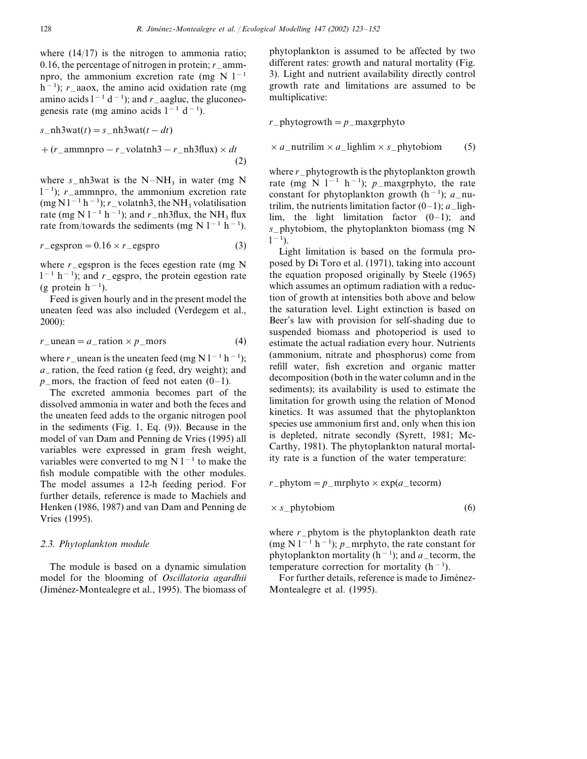where (14/17) is the nitrogen to ammonia ratio; 0.16, the percentage of nitrogen in protein; $r\_ammnpro$, the ammonium excretion rate (mg N $l^{-1}$ $h^{-1}$); $r\_aaox$, the amino acid oxidation rate (mg amino acids $l^{-1}$ $d^{-1}$); and $r\_aagluc$, the gluconeogenesis rate (mg amino acids $l^{-1}$ $d^{-1}$).

$$s\_nh3wat(t) = s\_nh3wat(t - dt) + (r\_ammnpro - r\_volatnh3 - r\_nh3flux) \times dt \tag{2}$$

where $s\_nh3wat$ is the N–$NH_3$ in water (mg N $l^{-1}$); $r\_ammnpro$, the ammonium excretion rate (mg N $l^{-1}$ $h^{-1}$); $r\_volatnh3$, the $NH_3$ volatilisation rate (mg N $l^{-1}$ $h^{-1}$); and $r\_nh3flux$, the $NH_3$ flux rate from/towards the sediments (mg N $l^{-1}$ $h^{-1}$).

$$r\_egspron = 0.16 \times r\_egspro \tag{3}$$

where $r\_egspron$ is the feces egestion rate (mg N $l^{-1}$ $h^{-1}$); and $r\_egspro$, the protein egestion rate (g protein $h^{-1}$).

Feed is given hourly and in the present model the uneaten feed was also included (Verdegem et al., 2000):

$$r\_unean = a\_ration \times p\_mors \tag{4}$$

where $r\_unean$ is the uneaten feed (mg N $l^{-1}$ $h^{-1}$); $a\_ration$, the feed ration (g feed, dry weight); and $p\_mors$, the fraction of feed not eaten (0–1).

The excreted ammonia becomes part of the dissolved ammonia in water and both the feces and the uneaten feed adds to the organic nitrogen pool in the sediments (Fig. 1, Eq. (9)). Because in the model of van Dam and Penning de Vries (1995) all variables were expressed in gram fresh weight, variables were converted to mg N $l^{-1}$ to make the fish module compatible with the other modules. The model assumes a 12-h feeding period. For further details, reference is made to Machiels and Henken (1986, 1987) and van Dam and Penning de Vries (1995).

### 2.3. Phytoplankton module

The module is based on a dynamic simulation model for the blooming of *Oscillatoria agardhii* (Jiménez-Montealegre et al., 1995). The biomass of phytoplankton is assumed to be affected by two different rates: growth and natural mortality (Fig. 3). Light and nutrient availability directly control growth rate and limitations are assumed to be multiplicative:

$$r\_phytogrowth = p\_maxgrphyto \times a\_nutrilim \times a\_lighlim \times s\_phytobiom \tag{5}$$

where $r\_phytogrowth$ is the phytoplankton growth rate (mg N $l^{-1}$ $h^{-1}$); $p\_maxgrphyto$, the rate constant for phytoplankton growth ($h^{-1}$); $a\_nutrilim$, the nutrients limitation factor (0–1); $a\_lighlim$, the light limitation factor (0–1); and $s\_phytobiom$, the phytoplankton biomass (mg N $l^{-1}$).

Light limitation is based on the formula proposed by Di Toro et al. (1971), taking into account the equation proposed originally by Steele (1965) which assumes an optimum radiation with a reduction of growth at intensities both above and below the saturation level. Light extinction is based on Beer's law with provision for self-shading due to suspended biomass and photoperiod is used to estimate the actual radiation every hour. Nutrients (ammonium, nitrate and phosphorus) come from refill water, fish excretion and organic matter decomposition (both in the water column and in the sediments); its availability is used to estimate the limitation for growth using the relation of Monod kinetics. It was assumed that the phytoplankton species use ammonium first and, only when this ion is depleted, nitrate secondly (Syrett, 1981; McCarthy, 1981). The phytoplankton natural mortality rate is a function of the water temperature:

$$r\_phytom = p\_mrphyto \times \exp(a\_tecorm) \times s\_phytobiom \tag{6}$$

where $r\_phytom$ is the phytoplankton death rate (mg N $l^{-1}$ $h^{-1}$); $p\_mrphyto$, the rate constant for phytoplankton mortality ($h^{-1}$); and $a\_tecorm$, the temperature correction for mortality ($h^{-1}$).

For further details, reference is made to Jiménez-Montealegre et al. (1995).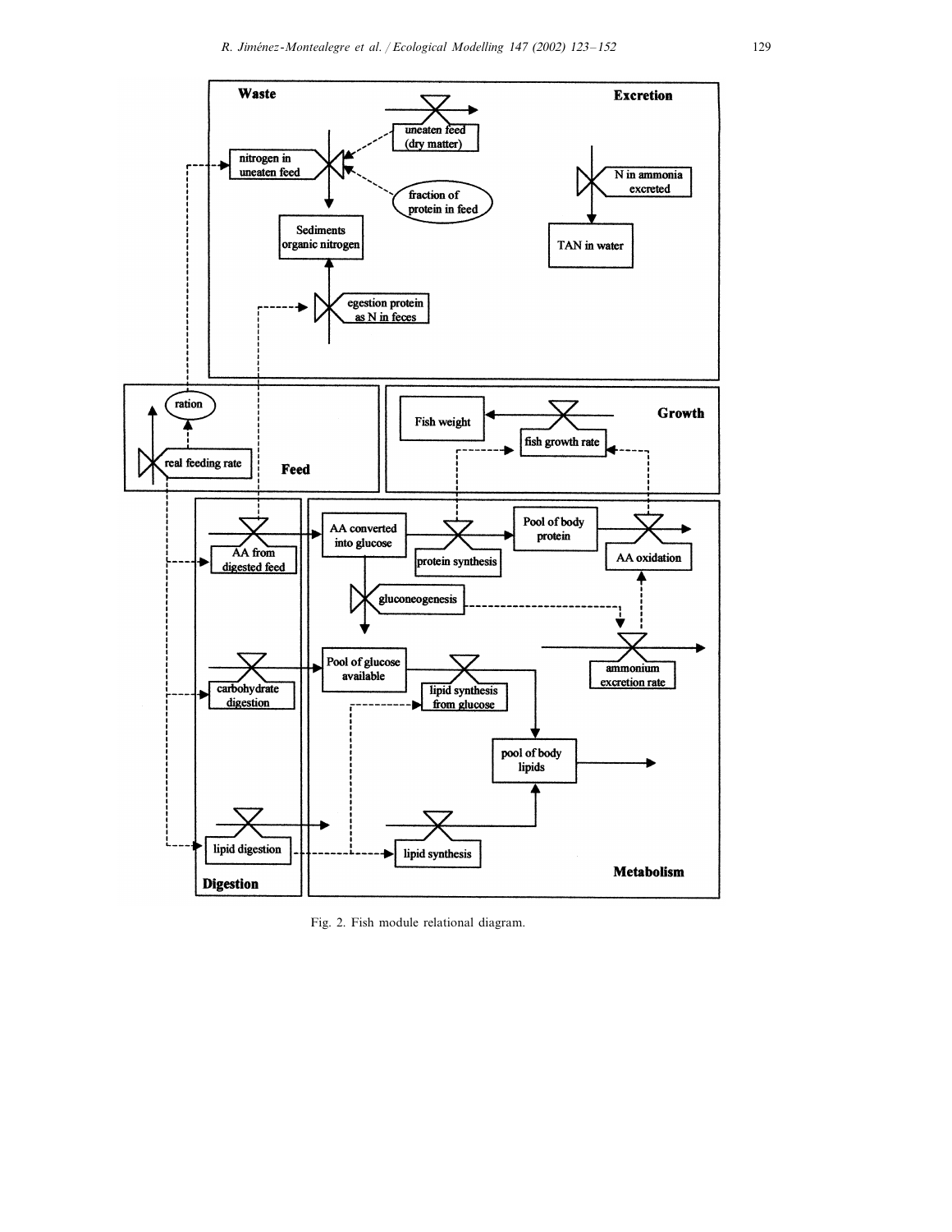Fig. 2. Fish module relational diagram.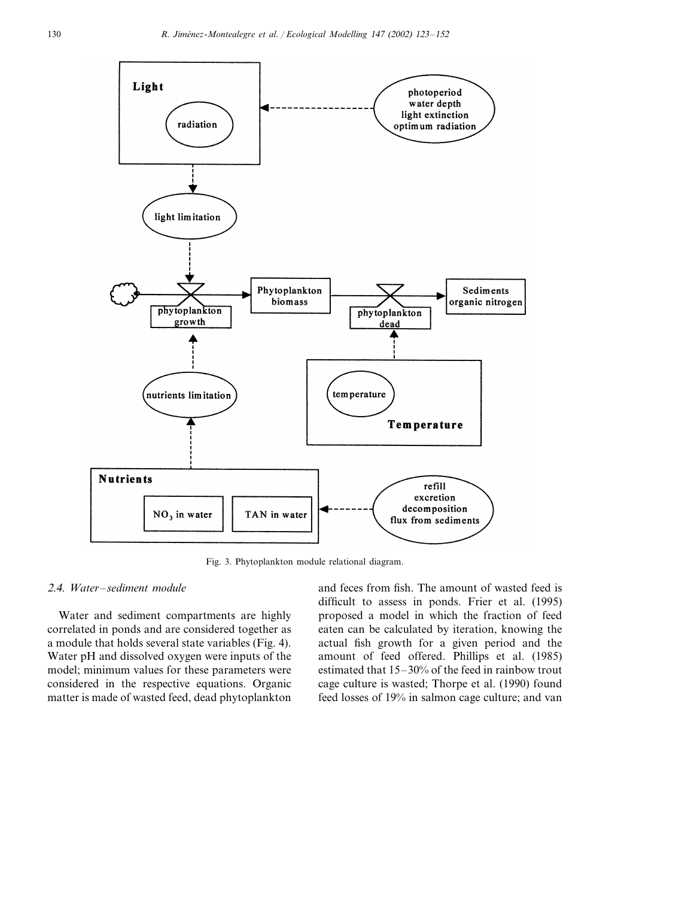Fig. 3. Phytoplankton module relational diagram.

### 2.4. Water–sediment module

Water and sediment compartments are highly correlated in ponds and are considered together as a module that holds several state variables (Fig. 4). Water pH and dissolved oxygen were inputs of the model; minimum values for these parameters were considered in the respective equations. Organic matter is made of wasted feed, dead phytoplankton and feces from fish. The amount of wasted feed is difficult to assess in ponds. Frier et al. (1995) proposed a model in which the fraction of feed eaten can be calculated by iteration, knowing the actual fish growth for a given period and the amount of feed offered. Phillips et al. (1985) estimated that 15–30% of the feed in rainbow trout cage culture is wasted; Thorpe et al. (1990) found feed losses of 19% in salmon cage culture; and van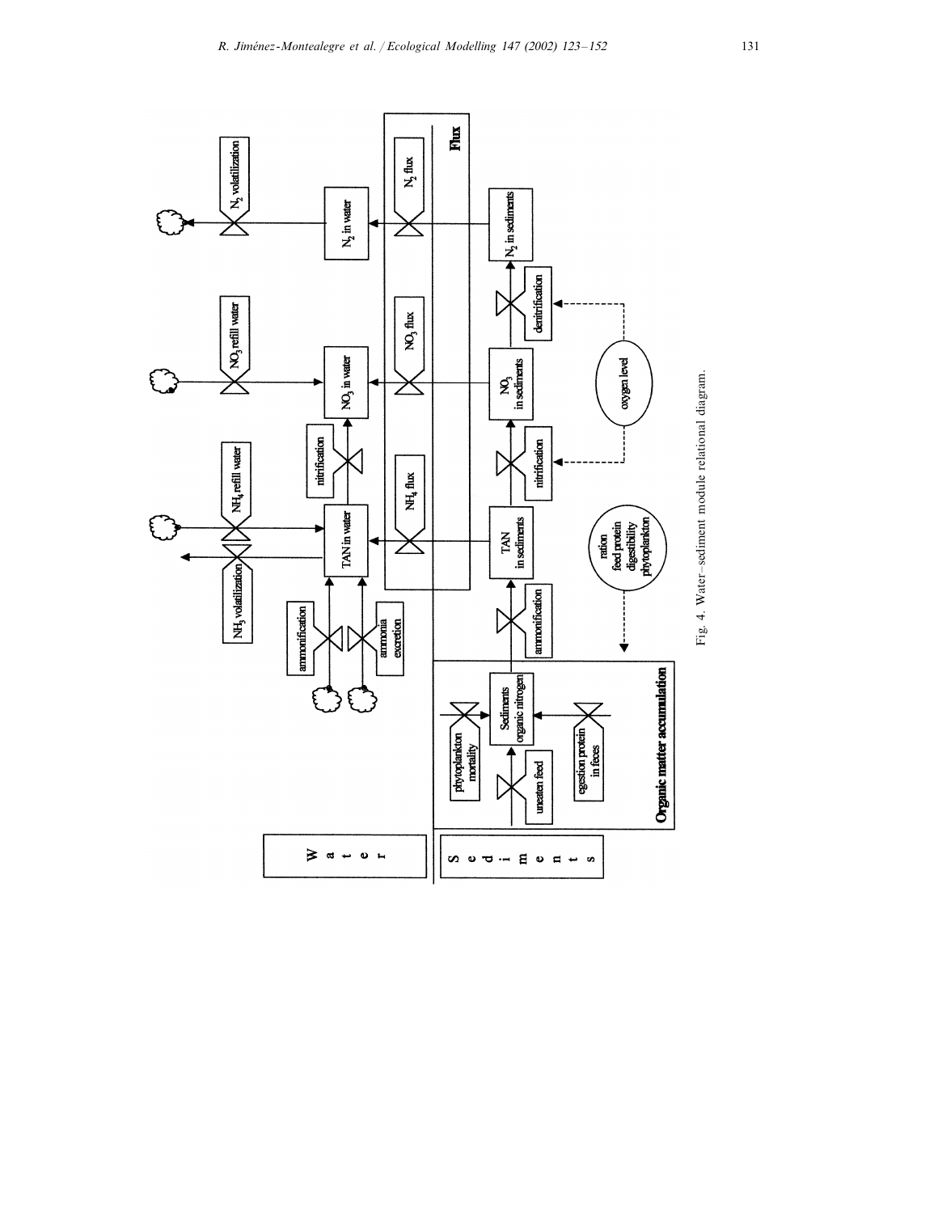Fig. 4. Water–sediment module relational diagram.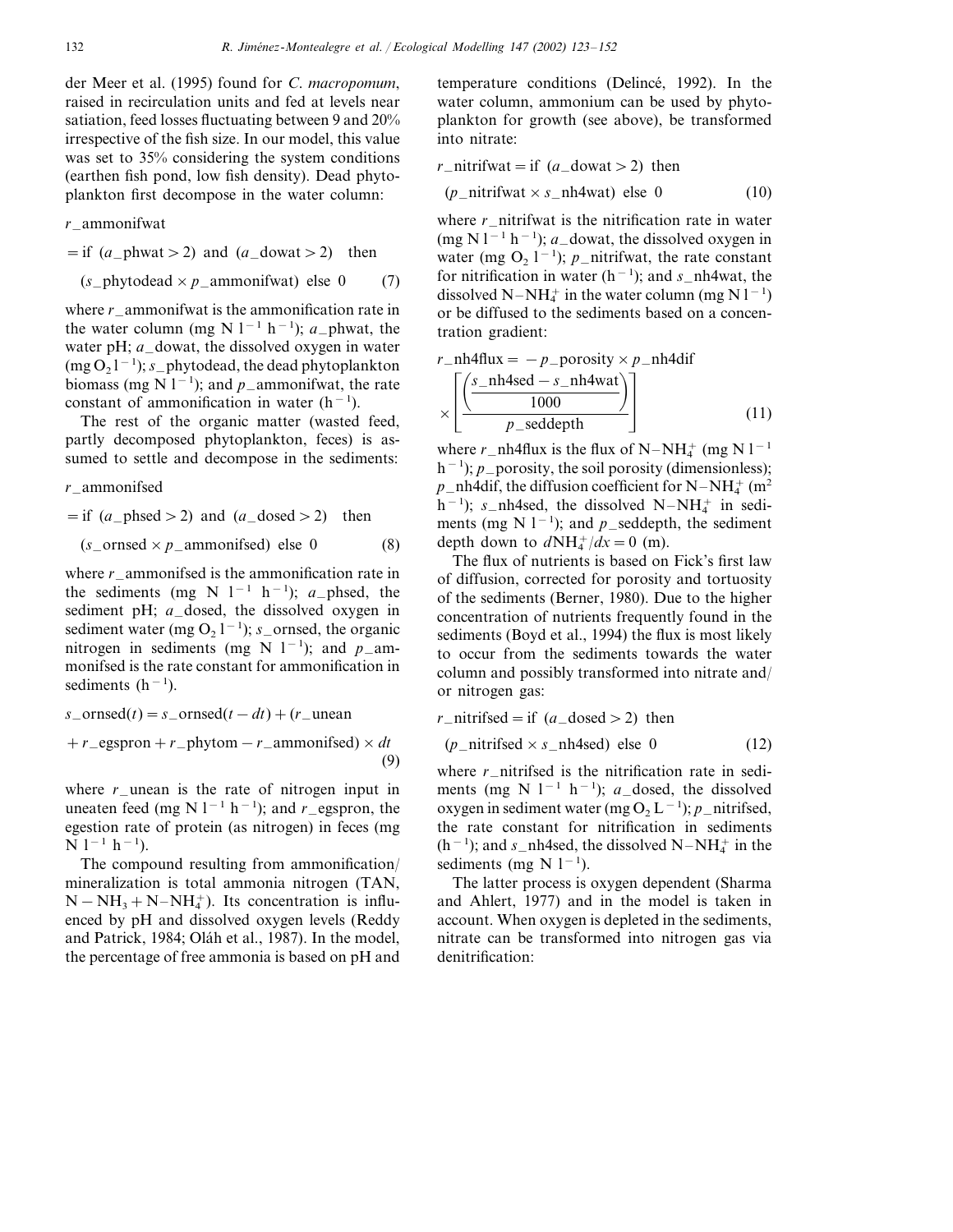der Meer et al. (1995) found for *C. macropomum*, raised in recirculation units and fed at levels near satiation, feed losses fluctuating between 9 and 20% irrespective of the fish size. In our model, this value was set to 35% considering the system conditions (earthen fish pond, low fish density). Dead phytoplankton first decompose in the water column:

$$r\_\text{ammonifwat} = \text{if } (a\_\text{phwat} > 2) \text{ and } (a\_\text{dowat} > 2) \text{ then } (s\_\text{phytodead} \times p\_\text{ammonifwat}) \text{ else } 0 \quad (7)$$

where $r\_$ammonifwat is the ammonification rate in the water column (mg N $l^{-1}$ $h^{-1}$); $a\_$phwat, the water pH; $a\_$dowat, the dissolved oxygen in water (mg $O_2$ $l^{-1}$); $s\_$phytodead, the dead phytoplankton biomass (mg N $l^{-1}$); and $p\_$ammonifwat, the rate constant of ammonification in water ($h^{-1}$).

The rest of the organic matter (wasted feed, partly decomposed phytoplankton, feces) is assumed to settle and decompose in the sediments:

$$r\_\text{ammonifsed} = \text{if } (a\_\text{phsed} > 2) \text{ and } (a\_\text{dosed} > 2) \text{ then } (s\_\text{ornsed} \times p\_\text{ammonifsed}) \text{ else } 0 \quad (8)$$

where $r\_$ammonifsed is the ammonification rate in the sediments (mg N $l^{-1}$ $h^{-1}$); $a\_$phsed, the sediment pH; $a\_$dosed, the dissolved oxygen in sediment water (mg $O_2$ $l^{-1}$); $s\_$ornsed, the organic nitrogen in sediments (mg N $l^{-1}$); and $p\_$ammonifsed is the rate constant for ammonification in sediments ($h^{-1}$).

$$s\_\text{ornsed}(t) = s\_\text{ornsed}(t - dt) + (r\_\text{unean} + r\_\text{egspron} + r\_\text{phytom} - r\_\text{ammonifsed}) \times dt \quad (9)$$

where $r\_$unean is the rate of nitrogen input in uneaten feed (mg N $l^{-1}$ $h^{-1}$); and $r\_$egspron, the egestion rate of protein (as nitrogen) in feces (mg N $l^{-1}$ $h^{-1}$).

The compound resulting from ammonification/mineralization is total ammonia nitrogen (TAN, $N-NH_3 + N-NH_4^+$). Its concentration is influenced by pH and dissolved oxygen levels (Reddy and Patrick, 1984; Oláh et al., 1987). In the model, the percentage of free ammonia is based on pH and temperature conditions (Delincé, 1992). In the water column, ammonium can be used by phytoplankton for growth (see above), be transformed into nitrate:

$$r\_\text{nitrifwat} = \text{if } (a\_\text{dowat} > 2) \text{ then } (p\_\text{nitrifwat} \times s\_\text{nh4wat}) \text{ else } 0 \quad (10)$$

where $r\_$nitrifwat is the nitrification rate in water (mg N $l^{-1}$ $h^{-1}$); $a\_$dowat, the dissolved oxygen in water (mg $O_2$ $l^{-1}$); $p\_$nitrifwat, the rate constant for nitrification in water ($h^{-1}$); and $s\_$nh4wat, the dissolved $N-NH_4^+$ in the water column (mg N $l^{-1}$) or be diffused to the sediments based on a concentration gradient:

$$r\_\text{nh4flux} = -p\_\text{porosity} \times p\_\text{nh4dif} \times \left[ \frac{\left( \dfrac{s\_\text{nh4sed} - s\_\text{nh4wat}}{1000} \right)}{p\_\text{seddepth}} \right] \quad (11)$$

where $r\_$nh4flux is the flux of $N-NH_4^+$ (mg N $l^{-1}$ $h^{-1}$); $p\_$porosity, the soil porosity (dimensionless); $p\_$nh4dif, the diffusion coefficient for $N-NH_4^+$ ($m^2$ $h^{-1}$); $s\_$nh4sed, the dissolved $N-NH_4^+$ in sediments (mg N $l^{-1}$); and $p\_$seddepth, the sediment depth down to $dNH_4^+/dx = 0$ (m).

The flux of nutrients is based on Fick's first law of diffusion, corrected for porosity and tortuosity of the sediments (Berner, 1980). Due to the higher concentration of nutrients frequently found in the sediments (Boyd et al., 1994) the flux is most likely to occur from the sediments towards the water column and possibly transformed into nitrate and/or nitrogen gas:

$$r\_\text{nitrifsed} = \text{if } (a\_\text{dosed} > 2) \text{ then } (p\_\text{nitrifsed} \times s\_\text{nh4sed}) \text{ else } 0 \quad (12)$$

where $r\_$nitrifsed is the nitrification rate in sediments (mg N $l^{-1}$ $h^{-1}$); $a\_$dosed, the dissolved oxygen in sediment water (mg $O_2$ $L^{-1}$); $p\_$nitrifsed, the rate constant for nitrification in sediments ($h^{-1}$); and $s\_$nh4sed, the dissolved $N-NH_4^+$ in the sediments (mg N $l^{-1}$).

The latter process is oxygen dependent (Sharma and Ahlert, 1977) and in the model is taken in account. When oxygen is depleted in the sediments, nitrate can be transformed into nitrogen gas via denitrification: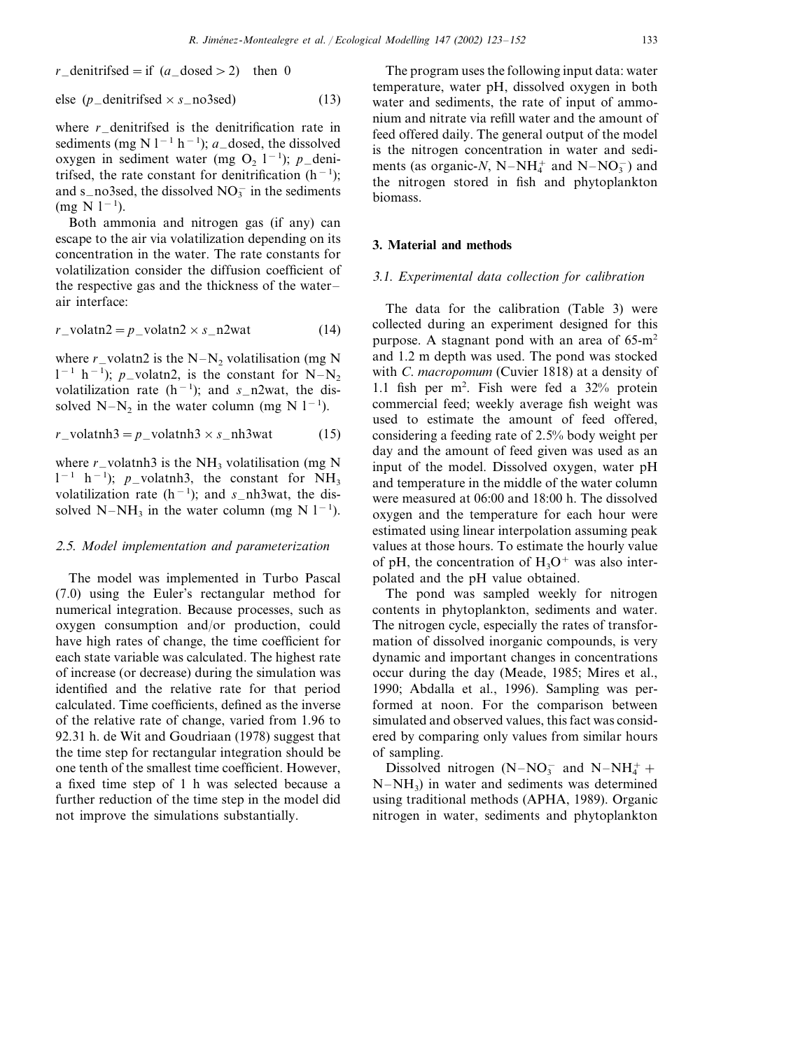$$r\_\text{denitrifsed} = \text{if } (a\_\text{dosed} > 2) \quad \text{then } 0$$

$$\text{else } (p\_\text{denitrifsed} \times s\_\text{no3sed}) \tag{13}$$

where $r$_denitrifsed is the denitrification rate in sediments (mg N $l^{-1}$ $h^{-1}$); $a$_dosed, the dissolved oxygen in sediment water (mg $O_2$ $l^{-1}$); $p$_denitrifsed, the rate constant for denitrification ($h^{-1}$); and s_no3sed, the dissolved $NO_3^-$ in the sediments (mg N $l^{-1}$).

Both ammonia and nitrogen gas (if any) can escape to the air via volatilization depending on its concentration in the water. The rate constants for volatilization consider the diffusion coefficient of the respective gas and the thickness of the water–air interface:

$$r\_\text{volatn2} = p\_\text{volatn2} \times s\_\text{n2wat} \tag{14}$$

where $r$_volatn2 is the $N–N_2$ volatilisation (mg N $l^{-1}$ $h^{-1}$); $p$_volatn2, is the constant for $N–N_2$ volatilization rate ($h^{-1}$); and $s$_n2wat, the dissolved $N–N_2$ in the water column (mg N $l^{-1}$).

$$r\_\text{volatnh3} = p\_\text{volatnh3} \times s\_\text{nh3wat} \tag{15}$$

where $r$_volatnh3 is the $NH_3$ volatilisation (mg N $l^{-1}$ $h^{-1}$); $p$_volatnh3, the constant for $NH_3$ volatilization rate ($h^{-1}$); and $s$_nh3wat, the dissolved $N–NH_3$ in the water column (mg N $l^{-1}$).

### 2.5. Model implementation and parameterization

The model was implemented in Turbo Pascal (7.0) using the Euler's rectangular method for numerical integration. Because processes, such as oxygen consumption and/or production, could have high rates of change, the time coefficient for each state variable was calculated. The highest rate of increase (or decrease) during the simulation was identified and the relative rate for that period calculated. Time coefficients, defined as the inverse of the relative rate of change, varied from 1.96 to 92.31 h. de Wit and Goudriaan (1978) suggest that the time step for rectangular integration should be one tenth of the smallest time coefficient. However, a fixed time step of 1 h was selected because a further reduction of the time step in the model did not improve the simulations substantially.

The program uses the following input data: water temperature, water pH, dissolved oxygen in both water and sediments, the rate of input of ammonium and nitrate via refill water and the amount of feed offered daily. The general output of the model is the nitrogen concentration in water and sediments (as organic-*N*, $N–NH_4^+$ and $N–NO_3^-$) and the nitrogen stored in fish and phytoplankton biomass.

## 3. Material and methods

### 3.1. Experimental data collection for calibration

The data for the calibration (Table 3) were collected during an experiment designed for this purpose. A stagnant pond with an area of 65-$m^2$ and 1.2 m depth was used. The pond was stocked with *C. macropomum* (Cuvier 1818) at a density of 1.1 fish per $m^2$. Fish were fed a 32% protein commercial feed; weekly average fish weight was used to estimate the amount of feed offered, considering a feeding rate of 2.5% body weight per day and the amount of feed given was used as an input of the model. Dissolved oxygen, water pH and temperature in the middle of the water column were measured at 06:00 and 18:00 h. The dissolved oxygen and the temperature for each hour were estimated using linear interpolation assuming peak values at those hours. To estimate the hourly value of pH, the concentration of $H_3O^+$ was also interpolated and the pH value obtained.

The pond was sampled weekly for nitrogen contents in phytoplankton, sediments and water. The nitrogen cycle, especially the rates of transformation of dissolved inorganic compounds, is very dynamic and important changes in concentrations occur during the day (Meade, 1985; Mires et al., 1990; Abdalla et al., 1996). Sampling was performed at noon. For the comparison between simulated and observed values, this fact was considered by comparing only values from similar hours of sampling.

Dissolved nitrogen ($N–NO_3^-$ and $N–NH_4^+$ + $N–NH_3$) in water and sediments was determined using traditional methods (APHA, 1989). Organic nitrogen in water, sediments and phytoplankton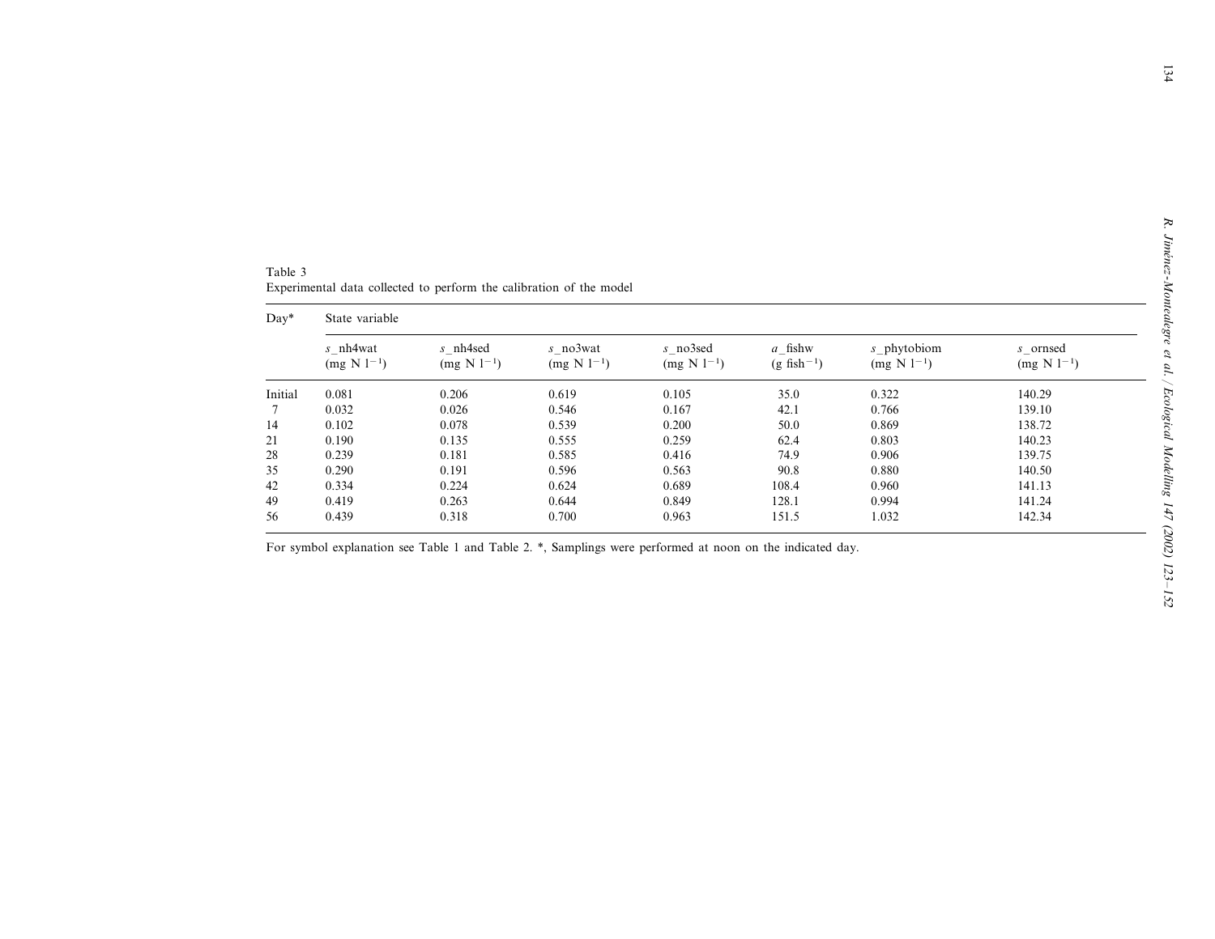Table 3
Experimental data collected to perform the calibration of the model

| Day* | State variable | | | | | | |
|---|---|---|---|---|---|---|---|
| | *s*_nh4wat (mg N $l^{-1}$) | *s*_nh4sed (mg N $l^{-1}$) | *s*_no3wat (mg N $l^{-1}$) | *s*_no3sed (mg N $l^{-1}$) | *a*_fishw (g $fish^{-1}$) | *s*_phytobiom (mg N $l^{-1}$) | *s*_ornsed (mg N $l^{-1}$) |
| Initial | 0.081 | 0.206 | 0.619 | 0.105 | 35.0 | 0.322 | 140.29 |
| 7 | 0.032 | 0.026 | 0.546 | 0.167 | 42.1 | 0.766 | 139.10 |
| 14 | 0.102 | 0.078 | 0.539 | 0.200 | 50.0 | 0.869 | 138.72 |
| 21 | 0.190 | 0.135 | 0.555 | 0.259 | 62.4 | 0.803 | 140.23 |
| 28 | 0.239 | 0.181 | 0.585 | 0.416 | 74.9 | 0.906 | 139.75 |
| 35 | 0.290 | 0.191 | 0.596 | 0.563 | 90.8 | 0.880 | 140.50 |
| 42 | 0.334 | 0.224 | 0.624 | 0.689 | 108.4 | 0.960 | 141.13 |
| 49 | 0.419 | 0.263 | 0.644 | 0.849 | 128.1 | 0.994 | 141.24 |
| 56 | 0.439 | 0.318 | 0.700 | 0.963 | 151.5 | 1.032 | 142.34 |

For symbol explanation see Table 1 and Table 2. *, Samplings were performed at noon on the indicated day.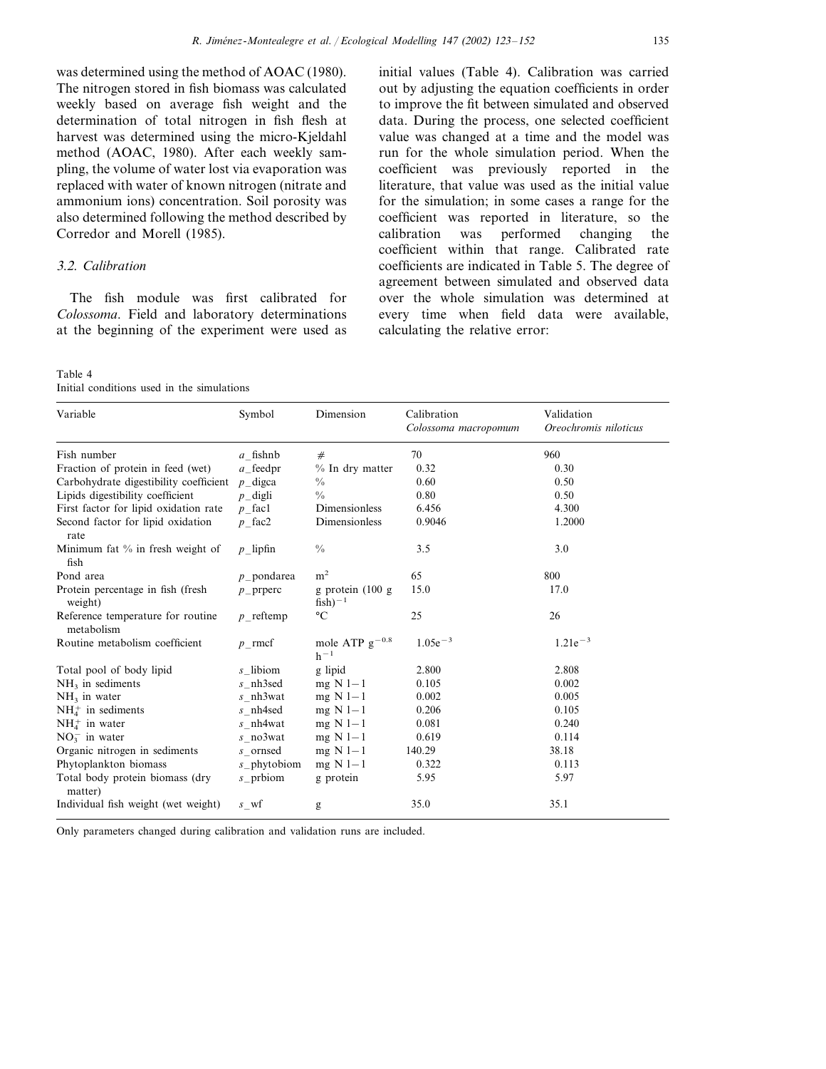was determined using the method of AOAC (1980). The nitrogen stored in fish biomass was calculated weekly based on average fish weight and the determination of total nitrogen in fish flesh at harvest was determined using the micro-Kjeldahl method (AOAC, 1980). After each weekly sampling, the volume of water lost via evaporation was replaced with water of known nitrogen (nitrate and ammonium ions) concentration. Soil porosity was also determined following the method described by Corredor and Morell (1985).

### 3.2. Calibration

The fish module was first calibrated for *Colossoma*. Field and laboratory determinations at the beginning of the experiment were used as initial values (Table 4). Calibration was carried out by adjusting the equation coefficients in order to improve the fit between simulated and observed data. During the process, one selected coefficient value was changed at a time and the model was run for the whole simulation period. When the coefficient was previously reported in the literature, that value was used as the initial value for the simulation; in some cases a range for the coefficient was reported in literature, so the calibration was performed changing the coefficient within that range. Calibrated rate coefficients are indicated in Table 5. The degree of agreement between simulated and observed data over the whole simulation was determined at every time when field data were available, calculating the relative error:

Table 4
Initial conditions used in the simulations

| Variable | Symbol | Dimension | Calibration *Colossoma macropomum* | Validation *Oreochromis niloticus* |
|---|---|---|---|---|
| Fish number | *a*_fishnb | # | 70 | 960 |
| Fraction of protein in feed (wet) | *a*_feedpr | % In dry matter | 0.32 | 0.30 |
| Carbohydrate digestibility coefficient | *p*_digca | % | 0.60 | 0.50 |
| Lipids digestibility coefficient | *p*_digli | % | 0.80 | 0.50 |
| First factor for lipid oxidation rate | *p*_fac1 | Dimensionless | 6.456 | 4.300 |
| Second factor for lipid oxidation rate | *p*_fac2 | Dimensionless | 0.9046 | 1.2000 |
| Minimum fat % in fresh weight of fish | *p*_lipfin | % | 3.5 | 3.0 |
| Pond area | *p*_pondarea | $m^2$ | 65 | 800 |
| Protein percentage in fish (fresh weight) | *p*_prperc | g protein (100 g fish)$^{-1}$ | 15.0 | 17.0 |
| Reference temperature for routine metabolism | *p*_reftemp | °C | 25 | 26 |
| Routine metabolism coefficient | *p*_rmcf | mole ATP $g^{-0.8}$ $h^{-1}$ | $1.05e^{-3}$ | $1.21e^{-3}$ |
| Total pool of body lipid | *s*_libiom | g lipid | 2.800 | 2.808 |
| $NH_3$ in sediments | *s*_nh3sed | mg N l−1 | 0.105 | 0.002 |
| $NH_3$ in water | *s*_nh3wat | mg N l−1 | 0.002 | 0.005 |
| $NH_4^+$ in sediments | *s*_nh4sed | mg N l−1 | 0.206 | 0.105 |
| $NH_4^+$ in water | *s*_nh4wat | mg N l−1 | 0.081 | 0.240 |
| $NO_3^-$ in water | *s*_no3wat | mg N l−1 | 0.619 | 0.114 |
| Organic nitrogen in sediments | *s*_ornsed | mg N l−1 | 140.29 | 38.18 |
| Phytoplankton biomass | *s*_phytobiom | mg N l−1 | 0.322 | 0.113 |
| Total body protein biomass (dry matter) | *s*_prbiom | g protein | 5.95 | 5.97 |
| Individual fish weight (wet weight) | *s*_wf | g | 35.0 | 35.1 |

Only parameters changed during calibration and validation runs are included.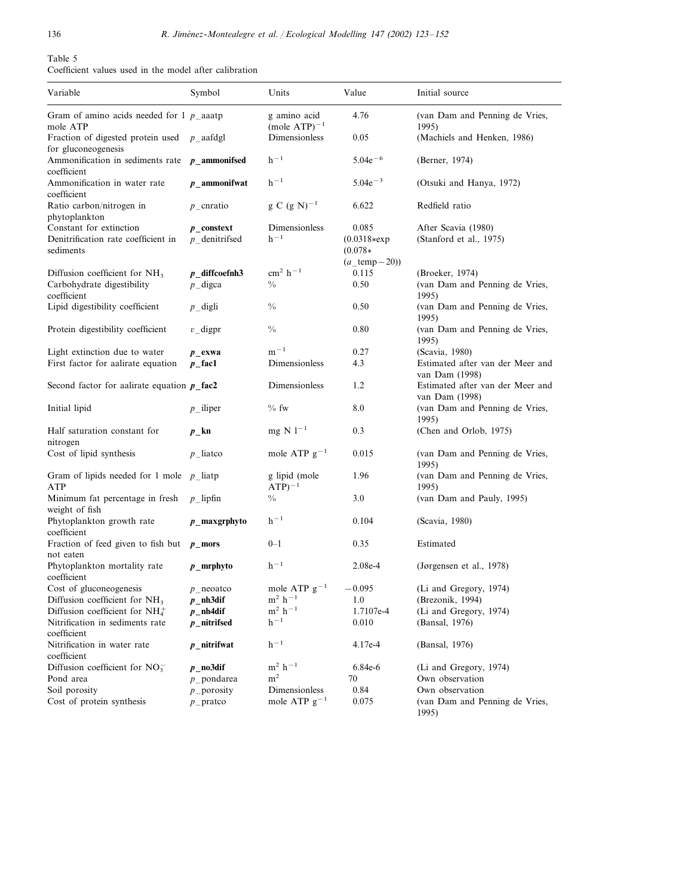Table 5
Coefficient values used in the model after calibration

| Variable | Symbol | Units | Value | Initial source |
|---|---|---|---|---|
| Gram of amino acids needed for 1 mole ATP | *p*_aaatp | g amino acid (mole ATP)$^{-1}$ | 4.76 | (van Dam and Penning de Vries, 1995) |
| Fraction of digested protein used for gluconeogenesis | *p*_aafdgl | Dimensionless | 0.05 | (Machiels and Henken, 1986) |
| Ammonification in sediments rate coefficient | ***p*_ammonifsed** | h$^{-1}$ | 5.04e$^{-6}$ | (Berner, 1974) |
| Ammonification in water rate coefficient | ***p*_ammonifwat** | h$^{-1}$ | 5.04e$^{-3}$ | (Otsuki and Hanya, 1972) |
| Ratio carbon/nitrogen in phytoplankton | *p*_cnratio | g C (g N)$^{-1}$ | 6.622 | Redfield ratio |
| Constant for extinction | ***p*_constext** | Dimensionless | 0.085 | After Scavia (1980) |
| Denitrification rate coefficient in sediments | *p*_denitrifsed | h$^{-1}$ | (0.0318*exp (0.078*(*a*_temp−20)) | (Stanford et al., 1975) |
| Diffusion coefficient for $NH_3$ | ***p*_diffcoefnh3** | cm$^2$ h$^{-1}$ | 0.115 | (Broeker, 1974) |
| Carbohydrate digestibility coefficient | *p*_digca | % | 0.50 | (van Dam and Penning de Vries, 1995) |
| Lipid digestibility coefficient | *p*_digli | % | 0.50 | (van Dam and Penning de Vries, 1995) |
| Protein digestibility coefficient | *v*_digpr | % | 0.80 | (van Dam and Penning de Vries, 1995) |
| Light extinction due to water | ***p*_exwa** | m$^{-1}$ | 0.27 | (Scavia, 1980) |
| First factor for aalirate equation | ***p*_fac1** | Dimensionless | 4.3 | Estimated after van der Meer and van Dam (1998) |
| Second factor for aalirate equation | ***p*_fac2** | Dimensionless | 1.2 | Estimated after van der Meer and van Dam (1998) |
| Initial lipid | *p*_iliper | % fw | 8.0 | (van Dam and Penning de Vries, 1995) |
| Half saturation constant for nitrogen | ***p*_kn** | mg N l$^{-1}$ | 0.3 | (Chen and Orlob, 1975) |
| Cost of lipid synthesis | *p*_liatco | mole ATP g$^{-1}$ | 0.015 | (van Dam and Penning de Vries, 1995) |
| Gram of lipids needed for 1 mole ATP | *p*_liatp | g lipid (mole ATP)$^{-1}$ | 1.96 | (van Dam and Penning de Vries, 1995) |
| Minimum fat percentage in fresh weight of fish | *p*_lipfin | % | 3.0 | (van Dam and Pauly, 1995) |
| Phytoplankton growth rate coefficient | ***p*_maxgrphyto** | h$^{-1}$ | 0.104 | (Scavia, 1980) |
| Fraction of feed given to fish but not eaten | ***p*_mors** | 0–1 | 0.35 | Estimated |
| Phytoplankton mortality rate coefficient | ***p*_mrphyto** | h$^{-1}$ | 2.08e-4 | (Jørgensen et al., 1978) |
| Cost of gluconeogenesis | *p*_neoatco | mole ATP g$^{-1}$ | −0.095 | (Li and Gregory, 1974) |
| Diffusion coefficient for $NH_3$ | ***p*_nh3dif** | m$^2$ h$^{-1}$ | 1.0 | (Brezonik, 1994) |
| Diffusion coefficient for $NH_4^+$ | ***p*_nh4dif** | m$^2$ h$^{-1}$ | 1.7107e-4 | (Li and Gregory, 1974) |
| Nitrification in sediments rate coefficient | ***p*_nitrifsed** | h$^{-1}$ | 0.010 | (Bansal, 1976) |
| Nitrification in water rate coefficient | ***p*_nitrifwat** | h$^{-1}$ | 4.17e-4 | (Bansal, 1976) |
| Diffusion coefficient for $NO_3^-$ | ***p*_no3dif** | m$^2$ h$^{-1}$ | 6.84e-6 | (Li and Gregory, 1974) |
| Pond area | *p*_pondarea | m$^2$ | 70 | Own observation |
| Soil porosity | *p*_porosity | Dimensionless | 0.84 | Own observation |
| Cost of protein synthesis | *p*_pratco | mole ATP g$^{-1}$ | 0.075 | (van Dam and Penning de Vries, 1995) |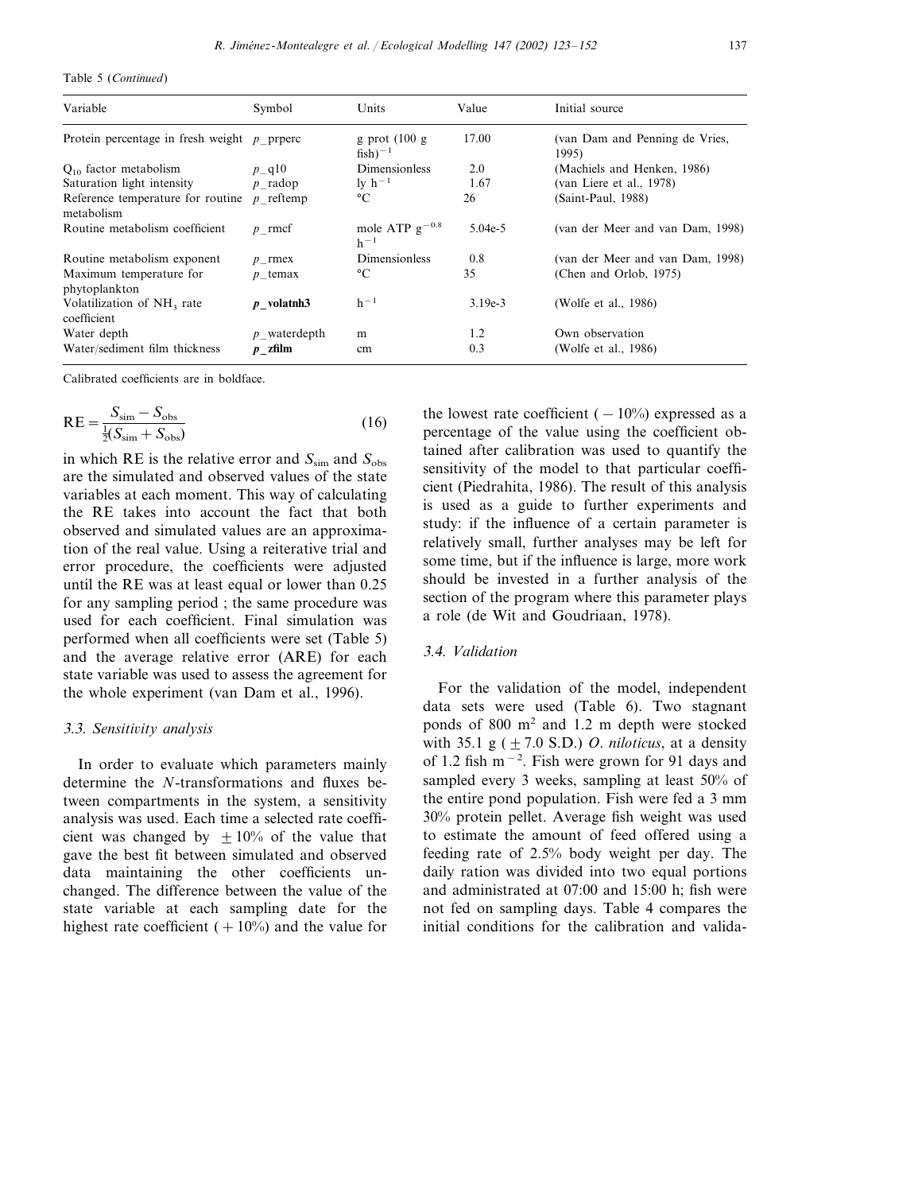Table 5 (*Continued*)

| Variable | Symbol | Units | Value | Initial source |
|---|---|---|---|---|
| Protein percentage in fresh weight | *p*_prperc | g prot (100 g fish)$^{-1}$ | 17.00 | (van Dam and Penning de Vries, 1995) |
| $Q_{10}$ factor metabolism | *p*_q10 | Dimensionless | 2.0 | (Machiels and Henken, 1986) |
| Saturation light intensity | *p*_radop | ly h$^{-1}$ | 1.67 | (van Liere et al., 1978) |
| Reference temperature for routine metabolism | *p*_reftemp | °C | 26 | (Saint-Paul, 1988) |
| Routine metabolism coefficient | *p*_rmcf | mole ATP g$^{-0.8}$ h$^{-1}$ | 5.04e-5 | (van der Meer and van Dam, 1998) |
| Routine metabolism exponent | *p*_rmex | Dimensionless | 0.8 | (van der Meer and van Dam, 1998) |
| Maximum temperature for phytoplankton | *p*_temax | °C | 35 | (Chen and Orlob, 1975) |
| Volatilization of $NH_3$ rate coefficient | ***p*_volatnh3** | h$^{-1}$ | 3.19e-3 | (Wolfe et al., 1986) |
| Water depth | *p*_waterdepth | m | 1.2 | Own observation |
| Water/sediment film thickness | ***p*_zfilm** | cm | 0.3 | (Wolfe et al., 1986) |

Calibrated coefficients are in boldface.

$$\mathrm{RE} = \frac{S_{\mathrm{sim}} - S_{\mathrm{obs}}}{\frac{1}{2}(S_{\mathrm{sim}} + S_{\mathrm{obs}})} \tag{16}$$

in which RE is the relative error and $S_{\mathrm{sim}}$ and $S_{\mathrm{obs}}$ are the simulated and observed values of the state variables at each moment. This way of calculating the RE takes into account the fact that both observed and simulated values are an approximation of the real value. Using a reiterative trial and error procedure, the coefficients were adjusted until the RE was at least equal or lower than 0.25 for any sampling period ; the same procedure was used for each coefficient. Final simulation was performed when all coefficients were set (Table 5) and the average relative error (ARE) for each state variable was used to assess the agreement for the whole experiment (van Dam et al., 1996).

### 3.3. Sensitivity analysis

In order to evaluate which parameters mainly determine the *N*-transformations and fluxes between compartments in the system, a sensitivity analysis was used. Each time a selected rate coefficient was changed by $\pm 10\%$ of the value that gave the best fit between simulated and observed data maintaining the other coefficients unchanged. The difference between the value of the state variable at each sampling date for the highest rate coefficient ($+10\%$) and the value for the lowest rate coefficient ($-10\%$) expressed as a percentage of the value using the coefficient obtained after calibration was used to quantify the sensitivity of the model to that particular coefficient (Piedrahita, 1986). The result of this analysis is used as a guide to further experiments and study: if the influence of a certain parameter is relatively small, further analyses may be left for some time, but if the influence is large, more work should be invested in a further analysis of the section of the program where this parameter plays a role (de Wit and Goudriaan, 1978).

### 3.4. Validation

For the validation of the model, independent data sets were used (Table 6). Two stagnant ponds of 800 m$^2$ and 1.2 m depth were stocked with 35.1 g ($\pm 7.0$ S.D.) *O. niloticus*, at a density of 1.2 fish m$^{-2}$. Fish were grown for 91 days and sampled every 3 weeks, sampling at least 50% of the entire pond population. Fish were fed a 3 mm 30% protein pellet. Average fish weight was used to estimate the amount of feed offered using a feeding rate of 2.5% body weight per day. The daily ration was divided into two equal portions and administrated at 07:00 and 15:00 h; fish were not fed on sampling days. Table 4 compares the initial conditions for the calibration and valida-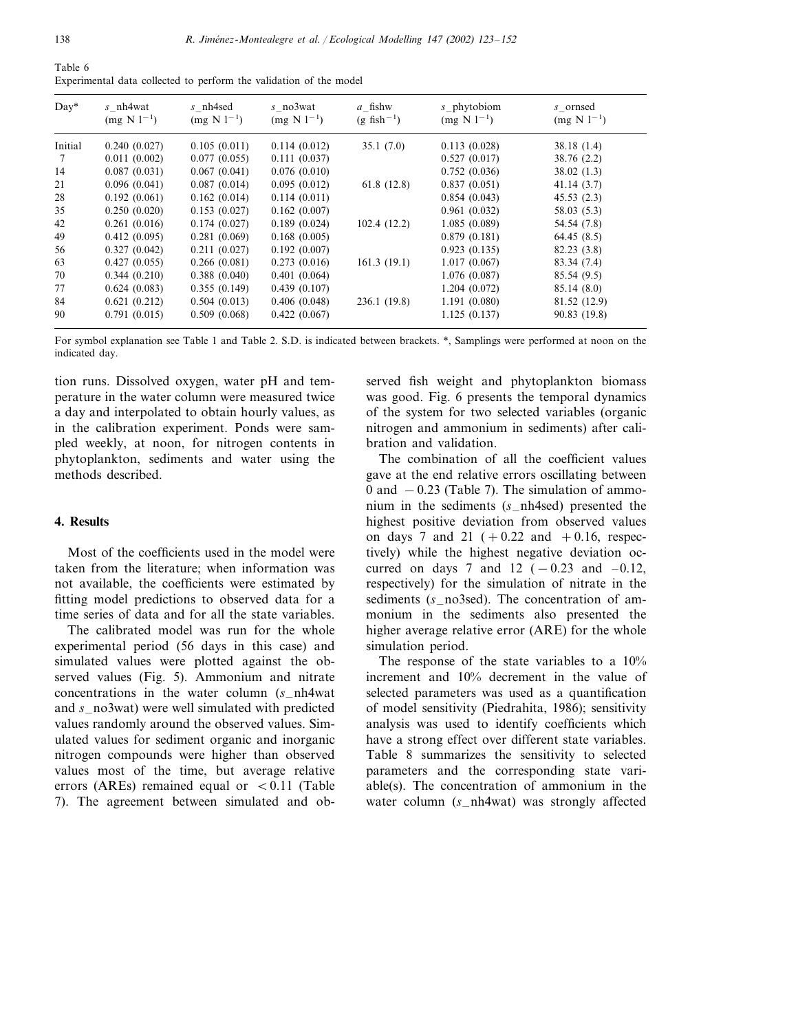Table 6
Experimental data collected to perform the validation of the model

| Day* | s_nh4wat (mg N $l^{-1}$) | s_nh4sed (mg N $l^{-1}$) | s_no3wat (mg N $l^{-1}$) | a_fishw (g $fish^{-1}$) | s_phytobiom (mg N $l^{-1}$) | s_ornsed (mg N $l^{-1}$) |
|---|---|---|---|---|---|---|
| Initial | 0.240 (0.027) | 0.105 (0.011) | 0.114 (0.012) | 35.1 (7.0) | 0.113 (0.028) | 38.18 (1.4) |
| 7 | 0.011 (0.002) | 0.077 (0.055) | 0.111 (0.037) | | 0.527 (0.017) | 38.76 (2.2) |
| 14 | 0.087 (0.031) | 0.067 (0.041) | 0.076 (0.010) | | 0.752 (0.036) | 38.02 (1.3) |
| 21 | 0.096 (0.041) | 0.087 (0.014) | 0.095 (0.012) | 61.8 (12.8) | 0.837 (0.051) | 41.14 (3.7) |
| 28 | 0.192 (0.061) | 0.162 (0.014) | 0.114 (0.011) | | 0.854 (0.043) | 45.53 (2.3) |
| 35 | 0.250 (0.020) | 0.153 (0.027) | 0.162 (0.007) | | 0.961 (0.032) | 58.03 (5.3) |
| 42 | 0.261 (0.016) | 0.174 (0.027) | 0.189 (0.024) | 102.4 (12.2) | 1.085 (0.089) | 54.54 (7.8) |
| 49 | 0.412 (0.095) | 0.281 (0.069) | 0.168 (0.005) | | 0.879 (0.181) | 64.45 (8.5) |
| 56 | 0.327 (0.042) | 0.211 (0.027) | 0.192 (0.007) | | 0.923 (0.135) | 82.23 (3.8) |
| 63 | 0.427 (0.055) | 0.266 (0.081) | 0.273 (0.016) | 161.3 (19.1) | 1.017 (0.067) | 83.34 (7.4) |
| 70 | 0.344 (0.210) | 0.388 (0.040) | 0.401 (0.064) | | 1.076 (0.087) | 85.54 (9.5) |
| 77 | 0.624 (0.083) | 0.355 (0.149) | 0.439 (0.107) | | 1.204 (0.072) | 85.14 (8.0) |
| 84 | 0.621 (0.212) | 0.504 (0.013) | 0.406 (0.048) | 236.1 (19.8) | 1.191 (0.080) | 81.52 (12.9) |
| 90 | 0.791 (0.015) | 0.509 (0.068) | 0.422 (0.067) | | 1.125 (0.137) | 90.83 (19.8) |

For symbol explanation see Table 1 and Table 2. S.D. is indicated between brackets. *, Samplings were performed at noon on the indicated day.

tion runs. Dissolved oxygen, water pH and temperature in the water column were measured twice a day and interpolated to obtain hourly values, as in the calibration experiment. Ponds were sampled weekly, at noon, for nitrogen contents in phytoplankton, sediments and water using the methods described.

## 4. Results

Most of the coefficients used in the model were taken from the literature; when information was not available, the coefficients were estimated by fitting model predictions to observed data for a time series of data and for all the state variables.

The calibrated model was run for the whole experimental period (56 days in this case) and simulated values were plotted against the observed values (Fig. 5). Ammonium and nitrate concentrations in the water column (*s*_nh4wat and *s*_no3wat) were well simulated with predicted values randomly around the observed values. Simulated values for sediment organic and inorganic nitrogen compounds were higher than observed values most of the time, but average relative errors (AREs) remained equal or $<0.11$ (Table 7). The agreement between simulated and observed fish weight and phytoplankton biomass was good. Fig. 6 presents the temporal dynamics of the system for two selected variables (organic nitrogen and ammonium in sediments) after calibration and validation.

The combination of all the coefficient values gave at the end relative errors oscillating between 0 and $-0.23$ (Table 7). The simulation of ammonium in the sediments (*s*_nh4sed) presented the highest positive deviation from observed values on days 7 and 21 ($+0.22$ and $+0.16$, respectively) while the highest negative deviation occurred on days 7 and 12 ($-0.23$ and $-0.12$, respectively) for the simulation of nitrate in the sediments (*s*_no3sed). The concentration of ammonium in the sediments also presented the higher average relative error (ARE) for the whole simulation period.

The response of the state variables to a 10% increment and 10% decrement in the value of selected parameters was used as a quantification of model sensitivity (Piedrahita, 1986); sensitivity analysis was used to identify coefficients which have a strong effect over different state variables. Table 8 summarizes the sensitivity to selected parameters and the corresponding state variable(s). The concentration of ammonium in the water column (*s*_nh4wat) was strongly affected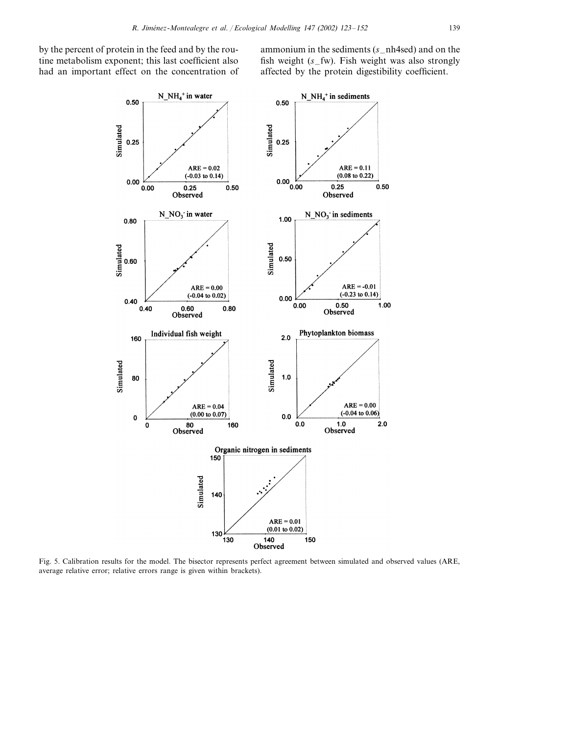by the percent of protein in the feed and by the routine metabolism exponent; this last coefficient also had an important effect on the concentration of ammonium in the sediments (*s*_nh4sed) and on the fish weight (*s*_fw). Fish weight was also strongly affected by the protein digestibility coefficient.

Fig. 5. Calibration results for the model. The bisector represents perfect agreement between simulated and observed values (ARE, average relative error; relative errors range is given within brackets).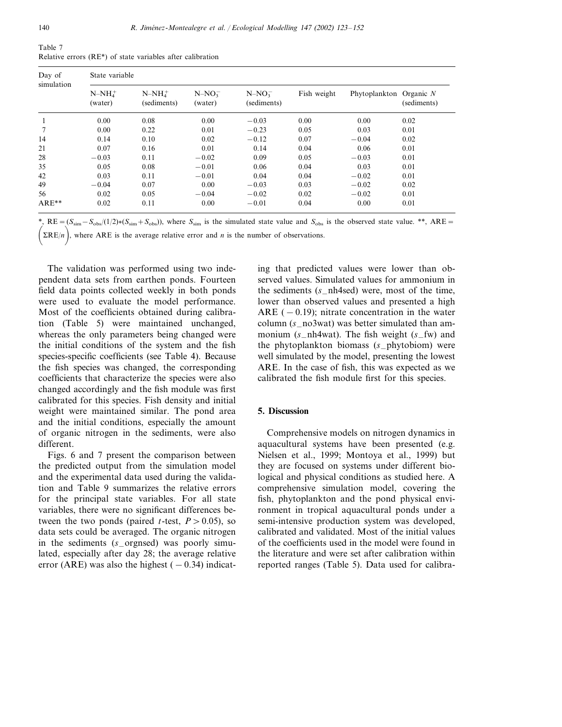Table 7
Relative errors (RE*) of state variables after calibration

| Day of simulation | State variable | | | | | | |
|---|---|---|---|---|---|---|---|
| | $N–NH_4^+$ (water) | $N–NH_4^+$ (sediments) | $N–NO_3^-$ (water) | $N–NO_3^-$ (sediments) | Fish weight | Phytoplankton | Organic $N$ (sediments) |
| 1 | 0.00 | 0.08 | 0.00 | −0.03 | 0.00 | 0.00 | 0.02 |
| 7 | 0.00 | 0.22 | 0.01 | −0.23 | 0.05 | 0.03 | 0.01 |
| 14 | 0.14 | 0.10 | 0.02 | −0.12 | 0.07 | −0.04 | 0.02 |
| 21 | 0.07 | 0.16 | 0.01 | 0.14 | 0.04 | 0.06 | 0.01 |
| 28 | −0.03 | 0.11 | −0.02 | 0.09 | 0.05 | −0.03 | 0.01 |
| 35 | 0.05 | 0.08 | −0.01 | 0.06 | 0.04 | 0.03 | 0.01 |
| 42 | 0.03 | 0.11 | −0.01 | 0.04 | 0.04 | −0.02 | 0.01 |
| 49 | −0.04 | 0.07 | 0.00 | −0.03 | 0.03 | −0.02 | 0.02 |
| 56 | 0.02 | 0.05 | −0.04 | −0.02 | 0.02 | −0.02 | 0.01 |
| ARE** | 0.02 | 0.11 | 0.00 | −0.01 | 0.04 | 0.00 | 0.01 |

*, $RE = (S_{sim} - S_{obs}/(1/2)*(S_{sim} + S_{obs}))$, where $S_{sim}$ is the simulated state value and $S_{obs}$ is the observed state value. **, $ARE = \left(\Sigma RE/n\right)$, where ARE is the average relative error and $n$ is the number of observations.

The validation was performed using two independent data sets from earthen ponds. Fourteen field data points collected weekly in both ponds were used to evaluate the model performance. Most of the coefficients obtained during calibration (Table 5) were maintained unchanged, whereas the only parameters being changed were the initial conditions of the system and the fish species-specific coefficients (see Table 4). Because the fish species was changed, the corresponding coefficients that characterize the species were also changed accordingly and the fish module was first calibrated for this species. Fish density and initial weight were maintained similar. The pond area and the initial conditions, especially the amount of organic nitrogen in the sediments, were also different.

Figs. 6 and 7 present the comparison between the predicted output from the simulation model and the experimental data used during the validation and Table 9 summarizes the relative errors for the principal state variables. For all state variables, there were no significant differences between the two ponds (paired $t$-test, $P > 0.05$), so data sets could be averaged. The organic nitrogen in the sediments ($s$_orgnsed) was poorly simulated, especially after day 28; the average relative error (ARE) was also the highest (−0.34) indicating that predicted values were lower than observed values. Simulated values for ammonium in the sediments ($s$_nh4sed) were, most of the time, lower than observed values and presented a high ARE (−0.19); nitrate concentration in the water column ($s$_no3wat) was better simulated than ammonium ($s$_nh4wat). The fish weight ($s$_fw) and the phytoplankton biomass ($s$_phytobiom) were well simulated by the model, presenting the lowest ARE. In the case of fish, this was expected as we calibrated the fish module first for this species.

## 5. Discussion

Comprehensive models on nitrogen dynamics in aquacultural systems have been presented (e.g. Nielsen et al., 1999; Montoya et al., 1999) but they are focused on systems under different biological and physical conditions as studied here. A comprehensive simulation model, covering the fish, phytoplankton and the pond physical environment in tropical aquacultural ponds under a semi-intensive production system was developed, calibrated and validated. Most of the initial values of the coefficients used in the model were found in the literature and were set after calibration within reported ranges (Table 5). Data used for calibra-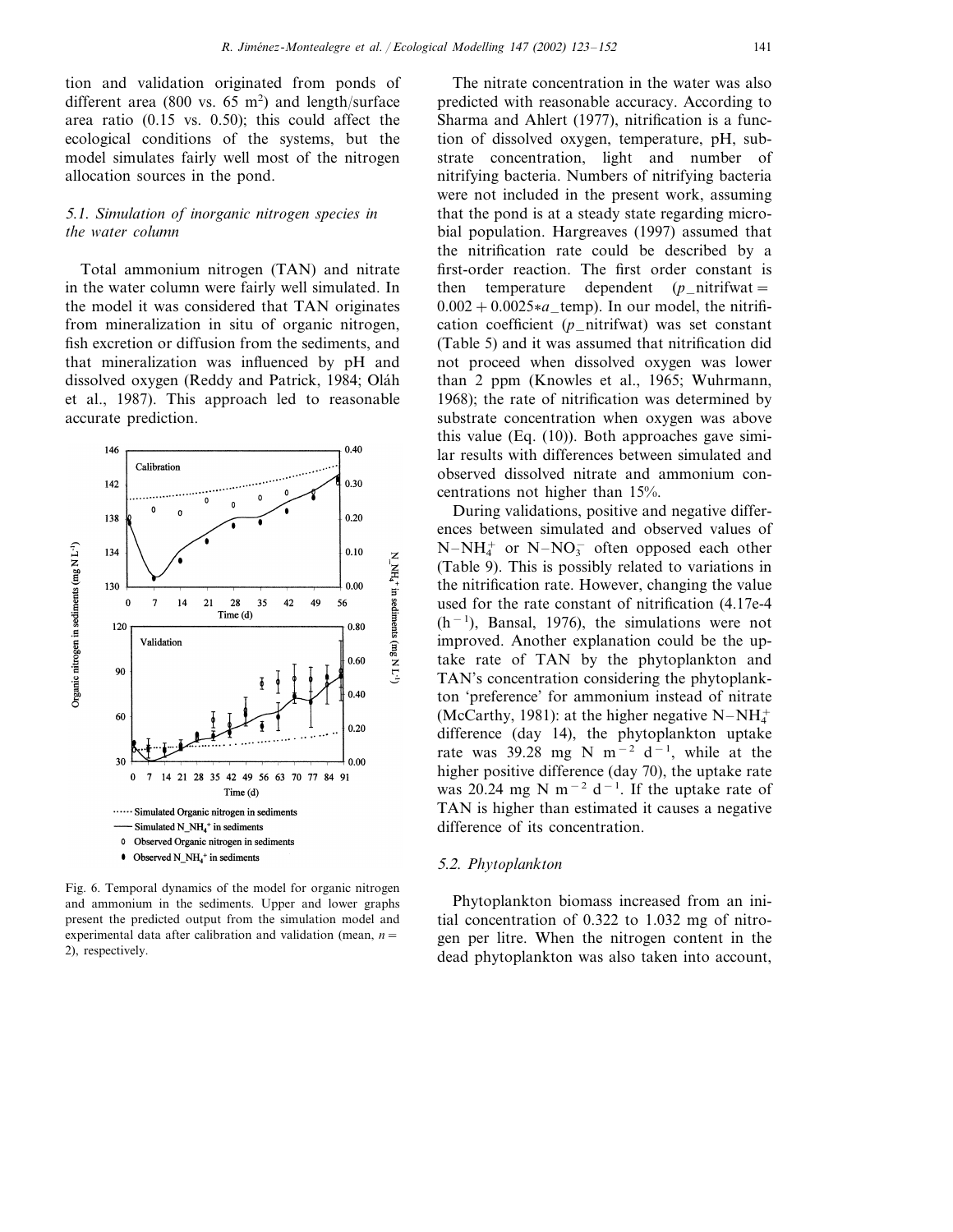tion and validation originated from ponds of different area (800 vs. 65 $m^2$) and length/surface area ratio (0.15 vs. 0.50); this could affect the ecological conditions of the systems, but the model simulates fairly well most of the nitrogen allocation sources in the pond.

### 5.1. Simulation of inorganic nitrogen species in the water column

Total ammonium nitrogen (TAN) and nitrate in the water column were fairly well simulated. In the model it was considered that TAN originates from mineralization in situ of organic nitrogen, fish excretion or diffusion from the sediments, and that mineralization was influenced by pH and dissolved oxygen (Reddy and Patrick, 1984; Oláh et al., 1987). This approach led to reasonable accurate prediction.

Fig. 6. Temporal dynamics of the model for organic nitrogen and ammonium in the sediments. Upper and lower graphs present the predicted output from the simulation model and experimental data after calibration and validation (mean, $n = 2$), respectively.

The nitrate concentration in the water was also predicted with reasonable accuracy. According to Sharma and Ahlert (1977), nitrification is a function of dissolved oxygen, temperature, pH, substrate concentration, light and number of nitrifying bacteria. Numbers of nitrifying bacteria were not included in the present work, assuming that the pond is at a steady state regarding microbial population. Hargreaves (1997) assumed that the nitrification rate could be described by a first-order reaction. The first order constant is then temperature dependent ($p\_nitrifwat = 0.002 + 0.0025 * a\_temp$). In our model, the nitrification coefficient ($p\_nitrifwat$) was set constant (Table 5) and it was assumed that nitrification did not proceed when dissolved oxygen was lower than 2 ppm (Knowles et al., 1965; Wuhrmann, 1968); the rate of nitrification was determined by substrate concentration when oxygen was above this value (Eq. (10)). Both approaches gave similar results with differences between simulated and observed dissolved nitrate and ammonium concentrations not higher than 15%.

During validations, positive and negative differences between simulated and observed values of $N{-}NH_4^+$ or $N{-}NO_3^-$ often opposed each other (Table 9). This is possibly related to variations in the nitrification rate. However, changing the value used for the rate constant of nitrification (4.17e-4 ($h^{-1}$), Bansal, 1976), the simulations were not improved. Another explanation could be the uptake rate of TAN by the phytoplankton and TAN's concentration considering the phytoplankton 'preference' for ammonium instead of nitrate (McCarthy, 1981): at the higher negative $N{-}NH_4^+$ difference (day 14), the phytoplankton uptake rate was 39.28 mg N $m^{-2}$ $d^{-1}$, while at the higher positive difference (day 70), the uptake rate was 20.24 mg N $m^{-2}$ $d^{-1}$. If the uptake rate of TAN is higher than estimated it causes a negative difference of its concentration.

### 5.2. Phytoplankton

Phytoplankton biomass increased from an initial concentration of 0.322 to 1.032 mg of nitrogen per litre. When the nitrogen content in the dead phytoplankton was also taken into account,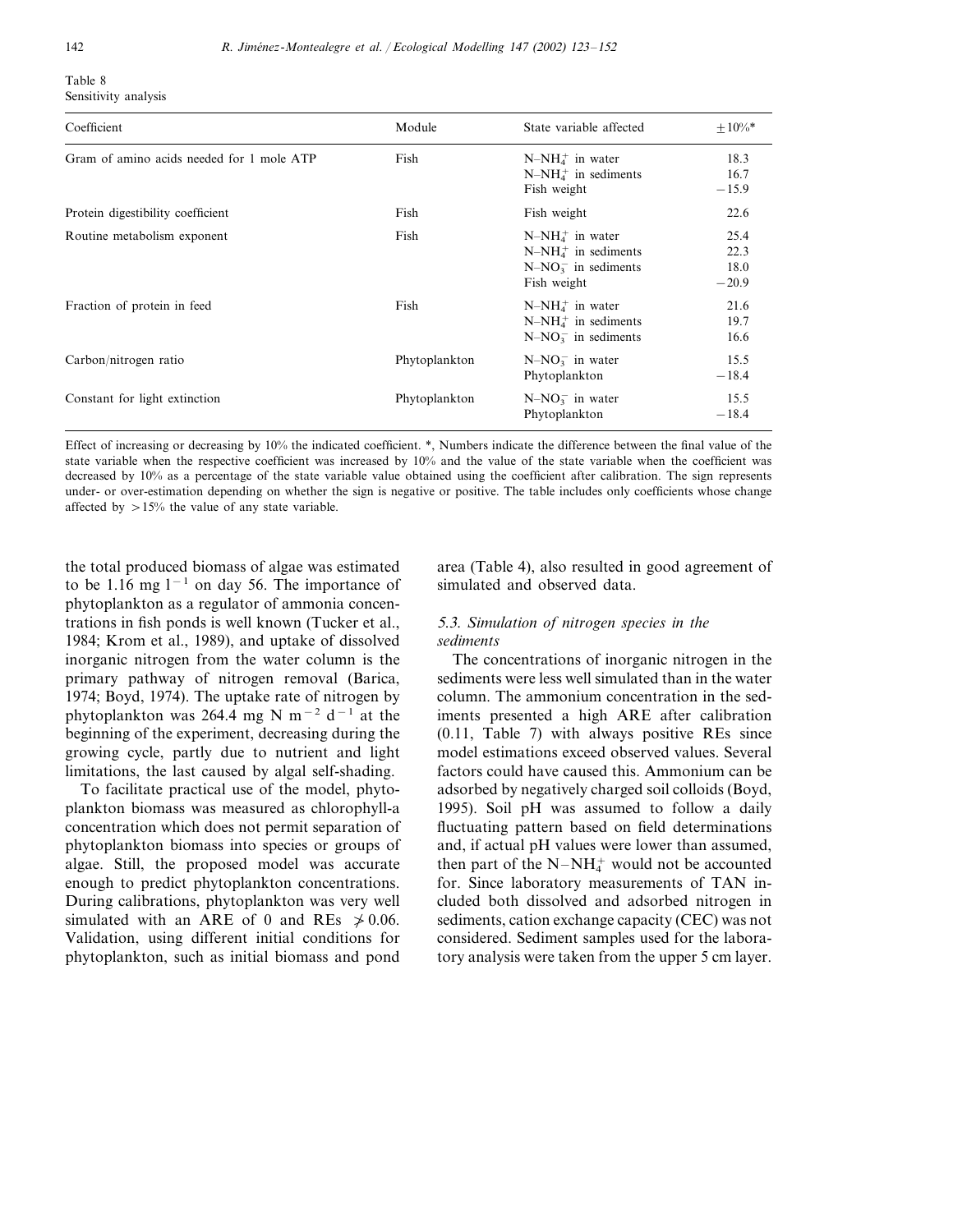Table 8
Sensitivity analysis

| Coefficient | Module | State variable affected | ±10%* |
|---|---|---|---|
| Gram of amino acids needed for 1 mole ATP | Fish | $N–NH_4^+$ in water | 18.3 |
| | | $N–NH_4^+$ in sediments | 16.7 |
| | | Fish weight | −15.9 |
| Protein digestibility coefficient | Fish | Fish weight | 22.6 |
| Routine metabolism exponent | Fish | $N–NH_4^+$ in water | 25.4 |
| | | $N–NH_4^+$ in sediments | 22.3 |
| | | $N–NO_3^-$ in sediments | 18.0 |
| | | Fish weight | −20.9 |
| Fraction of protein in feed | Fish | $N–NH_4^+$ in water | 21.6 |
| | | $N–NH_4^+$ in sediments | 19.7 |
| | | $N–NO_3^-$ in sediments | 16.6 |
| Carbon/nitrogen ratio | Phytoplankton | $N–NO_3^-$ in water | 15.5 |
| | | Phytoplankton | −18.4 |
| Constant for light extinction | Phytoplankton | $N–NO_3^-$ in water | 15.5 |
| | | Phytoplankton | −18.4 |

Effect of increasing or decreasing by 10% the indicated coefficient. *, Numbers indicate the difference between the final value of the state variable when the respective coefficient was increased by 10% and the value of the state variable when the coefficient was decreased by 10% as a percentage of the state variable value obtained using the coefficient after calibration. The sign represents under- or over-estimation depending on whether the sign is negative or positive. The table includes only coefficients whose change affected by >15% the value of any state variable.

the total produced biomass of algae was estimated to be 1.16 mg $l^{-1}$ on day 56. The importance of phytoplankton as a regulator of ammonia concentrations in fish ponds is well known (Tucker et al., 1984; Krom et al., 1989), and uptake of dissolved inorganic nitrogen from the water column is the primary pathway of nitrogen removal (Barica, 1974; Boyd, 1974). The uptake rate of nitrogen by phytoplankton was 264.4 mg N $m^{-2}$ $d^{-1}$ at the beginning of the experiment, decreasing during the growing cycle, partly due to nutrient and light limitations, the last caused by algal self-shading.

To facilitate practical use of the model, phytoplankton biomass was measured as chlorophyll-a concentration which does not permit separation of phytoplankton biomass into species or groups of algae. Still, the proposed model was accurate enough to predict phytoplankton concentrations. During calibrations, phytoplankton was very well simulated with an ARE of 0 and REs $\not> 0.06$. Validation, using different initial conditions for phytoplankton, such as initial biomass and pond area (Table 4), also resulted in good agreement of simulated and observed data.

### 5.3. Simulation of nitrogen species in the sediments

The concentrations of inorganic nitrogen in the sediments were less well simulated than in the water column. The ammonium concentration in the sediments presented a high ARE after calibration (0.11, Table 7) with always positive REs since model estimations exceed observed values. Several factors could have caused this. Ammonium can be adsorbed by negatively charged soil colloids (Boyd, 1995). Soil pH was assumed to follow a daily fluctuating pattern based on field determinations and, if actual pH values were lower than assumed, then part of the $N–NH_4^+$ would not be accounted for. Since laboratory measurements of TAN included both dissolved and adsorbed nitrogen in sediments, cation exchange capacity (CEC) was not considered. Sediment samples used for the laboratory analysis were taken from the upper 5 cm layer.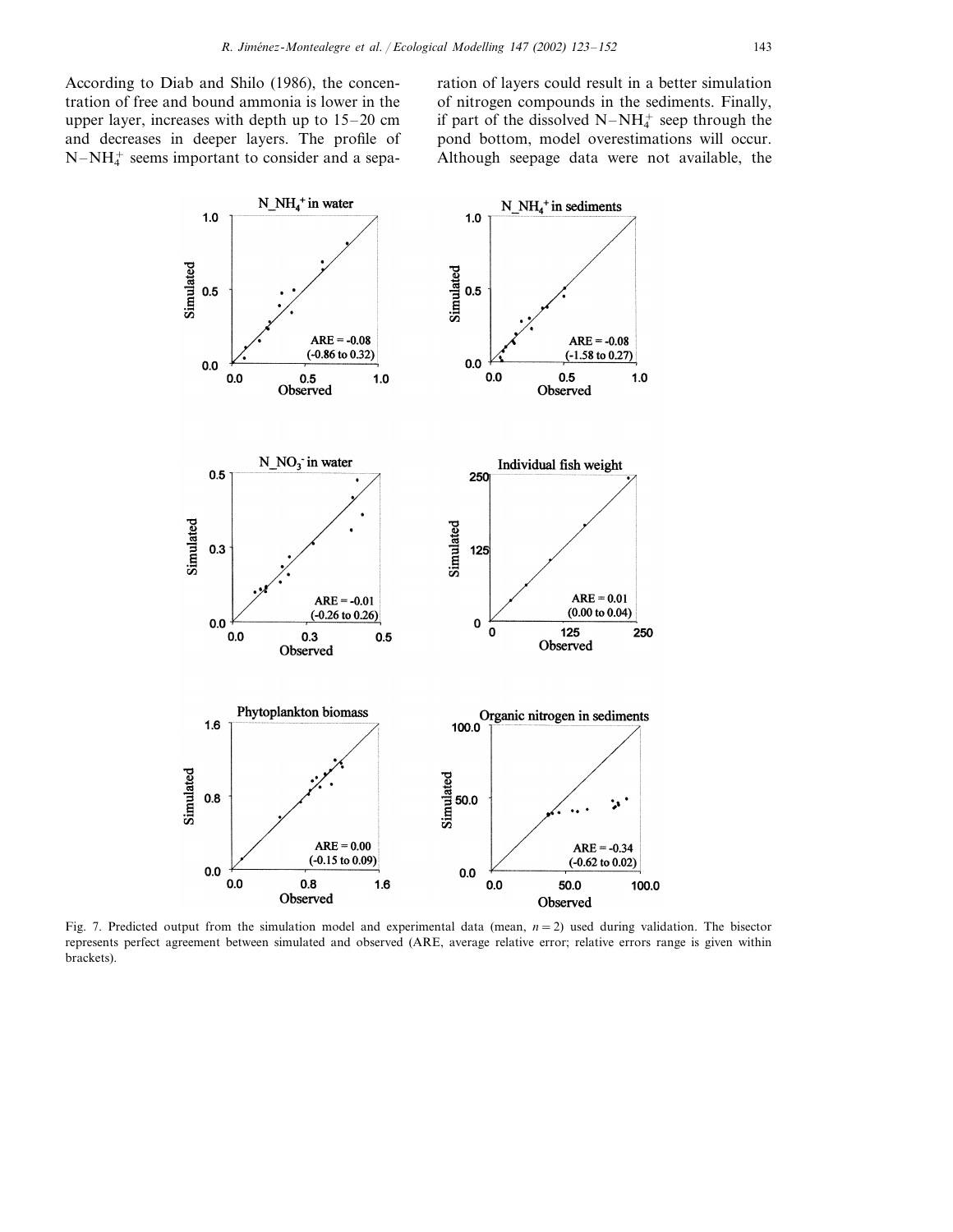According to Diab and Shilo (1986), the concentration of free and bound ammonia is lower in the upper layer, increases with depth up to 15–20 cm and decreases in deeper layers. The profile of $N–NH_4^+$ seems important to consider and a separation of layers could result in a better simulation of nitrogen compounds in the sediments. Finally, if part of the dissolved $N–NH_4^+$ seep through the pond bottom, model overestimations will occur. Although seepage data were not available, the

Fig. 7. Predicted output from the simulation model and experimental data (mean, $n = 2$) used during validation. The bisector represents perfect agreement between simulated and observed (ARE, average relative error; relative errors range is given within brackets).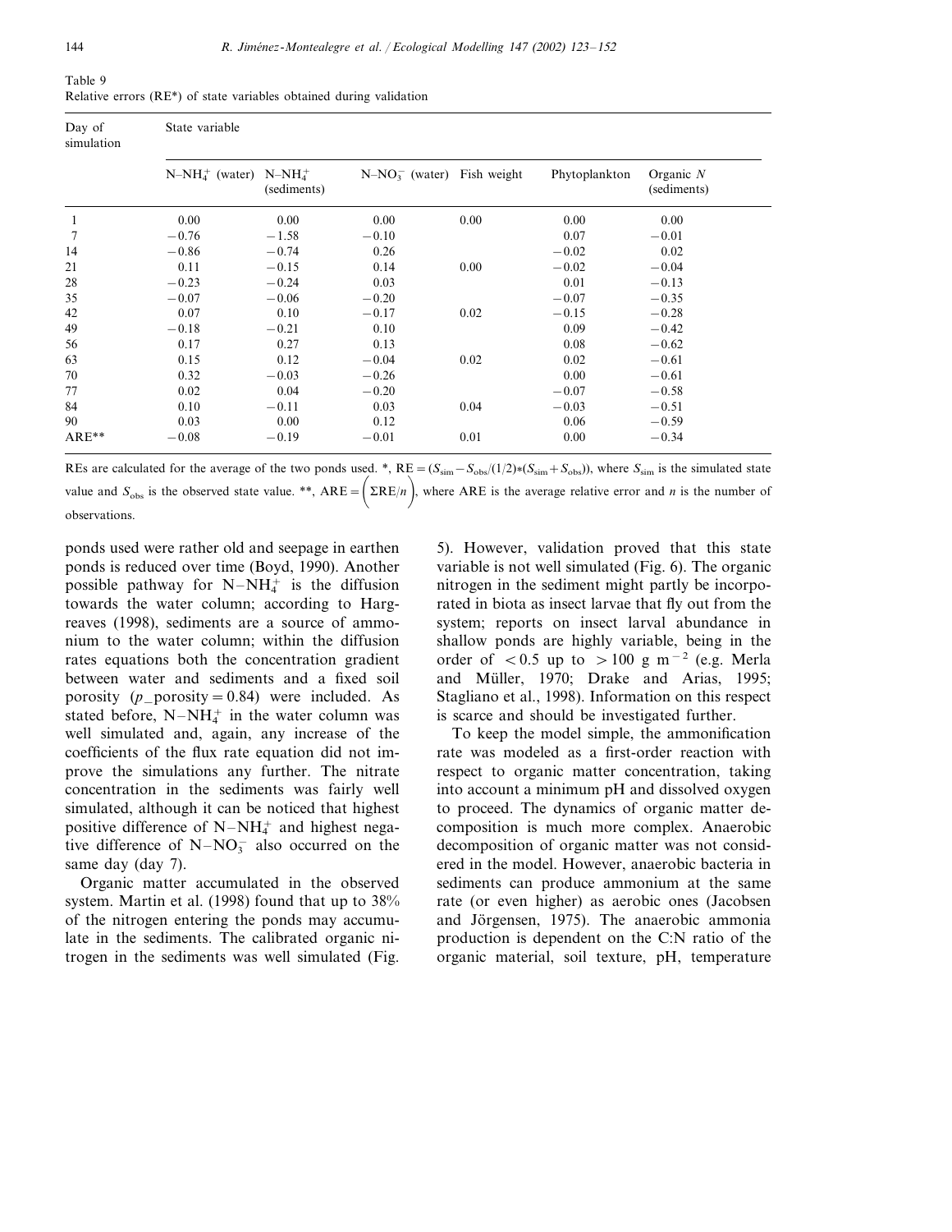Table 9
Relative errors (RE*) of state variables obtained during validation

| Day of simulation | State variable | | | | | |
|---|---|---|---|---|---|---|
| | $N–NH_4^+$ (water) | $N–NH_4^+$ (sediments) | $N–NO_3^-$ (water) | Fish weight | Phytoplankton | Organic *N* (sediments) |
| 1 | 0.00 | 0.00 | 0.00 | 0.00 | 0.00 | 0.00 |
| 7 | −0.76 | −1.58 | −0.10 | | 0.07 | −0.01 |
| 14 | −0.86 | −0.74 | 0.26 | | −0.02 | 0.02 |
| 21 | 0.11 | −0.15 | 0.14 | 0.00 | −0.02 | −0.04 |
| 28 | −0.23 | −0.24 | 0.03 | | 0.01 | −0.13 |
| 35 | −0.07 | −0.06 | −0.20 | | −0.07 | −0.35 |
| 42 | 0.07 | 0.10 | −0.17 | 0.02 | −0.15 | −0.28 |
| 49 | −0.18 | −0.21 | 0.10 | | 0.09 | −0.42 |
| 56 | 0.17 | 0.27 | 0.13 | | 0.08 | −0.62 |
| 63 | 0.15 | 0.12 | −0.04 | 0.02 | 0.02 | −0.61 |
| 70 | 0.32 | −0.03 | −0.26 | | 0.00 | −0.61 |
| 77 | 0.02 | 0.04 | −0.20 | | −0.07 | −0.58 |
| 84 | 0.10 | −0.11 | 0.03 | 0.04 | −0.03 | −0.51 |
| 90 | 0.03 | 0.00 | 0.12 | | 0.06 | −0.59 |
| ARE** | −0.08 | −0.19 | −0.01 | 0.01 | 0.00 | −0.34 |

REs are calculated for the average of the two ponds used. *, $RE = (S_{sim} - S_{obs}/(1/2)*(S_{sim} + S_{obs}))$, where $S_{sim}$ is the simulated state value and $S_{obs}$ is the observed state value. **, $ARE = \left(\Sigma RE/n\right)$, where ARE is the average relative error and $n$ is the number of observations.

ponds used were rather old and seepage in earthen ponds is reduced over time (Boyd, 1990). Another possible pathway for $N–NH_4^+$ is the diffusion towards the water column; according to Hargreaves (1998), sediments are a source of ammonium to the water column; within the diffusion rates equations both the concentration gradient between water and sediments and a fixed soil porosity ($p\_porosity = 0.84$) were included. As stated before, $N–NH_4^+$ in the water column was well simulated and, again, any increase of the coefficients of the flux rate equation did not improve the simulations any further. The nitrate concentration in the sediments was fairly well simulated, although it can be noticed that highest positive difference of $N–NH_4^+$ and highest negative difference of $N–NO_3^-$ also occurred on the same day (day 7).

Organic matter accumulated in the observed system. Martin et al. (1998) found that up to 38% of the nitrogen entering the ponds may accumulate in the sediments. The calibrated organic nitrogen in the sediments was well simulated (Fig. 5). However, validation proved that this state variable is not well simulated (Fig. 6). The organic nitrogen in the sediment might partly be incorporated in biota as insect larvae that fly out from the system; reports on insect larval abundance in shallow ponds are highly variable, being in the order of $<0.5$ up to $>100$ g m$^{-2}$ (e.g. Merla and Müller, 1970; Drake and Arias, 1995; Stagliano et al., 1998). Information on this respect is scarce and should be investigated further.

To keep the model simple, the ammonification rate was modeled as a first-order reaction with respect to organic matter concentration, taking into account a minimum pH and dissolved oxygen to proceed. The dynamics of organic matter decomposition is much more complex. Anaerobic decomposition of organic matter was not considered in the model. However, anaerobic bacteria in sediments can produce ammonium at the same rate (or even higher) as aerobic ones (Jacobsen and Jörgensen, 1975). The anaerobic ammonia production is dependent on the C:N ratio of the organic material, soil texture, pH, temperature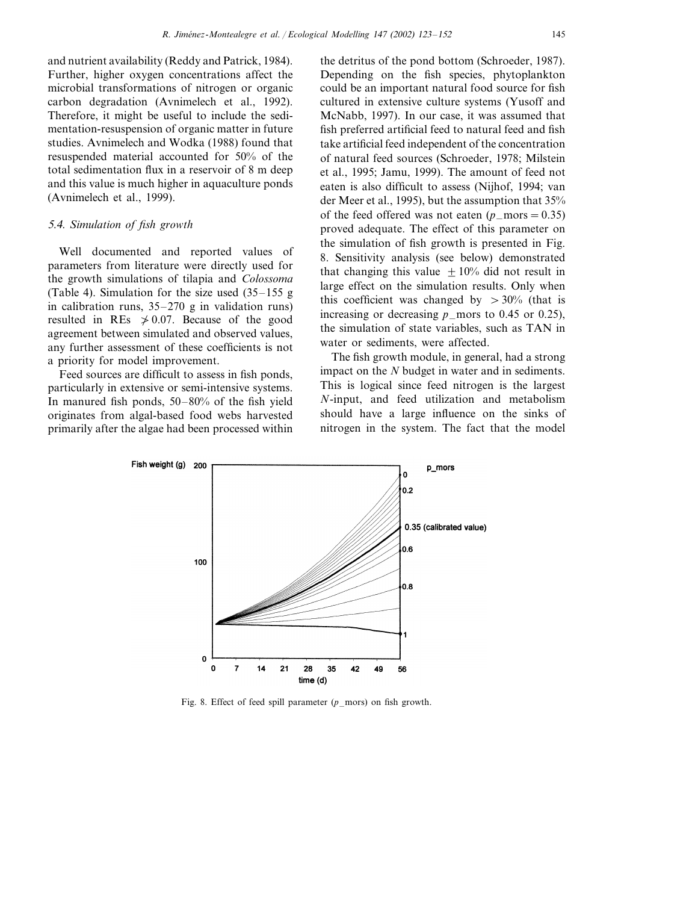and nutrient availability (Reddy and Patrick, 1984). Further, higher oxygen concentrations affect the microbial transformations of nitrogen or organic carbon degradation (Avnimelech et al., 1992). Therefore, it might be useful to include the sedimentation-resuspension of organic matter in future studies. Avnimelech and Wodka (1988) found that resuspended material accounted for 50% of the total sedimentation flux in a reservoir of 8 m deep and this value is much higher in aquaculture ponds (Avnimelech et al., 1999).

### 5.4. Simulation of fish growth

Well documented and reported values of parameters from literature were directly used for the growth simulations of tilapia and *Colossoma* (Table 4). Simulation for the size used (35–155 g in calibration runs, 35–270 g in validation runs) resulted in REs $\not> 0.07$. Because of the good agreement between simulated and observed values, any further assessment of these coefficients is not a priority for model improvement.

Feed sources are difficult to assess in fish ponds, particularly in extensive or semi-intensive systems. In manured fish ponds, 50–80% of the fish yield originates from algal-based food webs harvested primarily after the algae had been processed within the detritus of the pond bottom (Schroeder, 1987). Depending on the fish species, phytoplankton could be an important natural food source for fish cultured in extensive culture systems (Yusoff and McNabb, 1997). In our case, it was assumed that fish preferred artificial feed to natural feed and fish take artificial feed independent of the concentration of natural feed sources (Schroeder, 1978; Milstein et al., 1995; Jamu, 1999). The amount of feed not eaten is also difficult to assess (Nijhof, 1994; van der Meer et al., 1995), but the assumption that 35% of the feed offered was not eaten ($p\_\text{mors} = 0.35$) proved adequate. The effect of this parameter on the simulation of fish growth is presented in Fig. 8. Sensitivity analysis (see below) demonstrated that changing this value $\pm 10\%$ did not result in large effect on the simulation results. Only when this coefficient was changed by $> 30\%$ (that is increasing or decreasing $p\_\text{mors}$ to 0.45 or 0.25), the simulation of state variables, such as TAN in water or sediments, were affected.

The fish growth module, in general, had a strong impact on the *N* budget in water and in sediments. This is logical since feed nitrogen is the largest *N*-input, and feed utilization and metabolism should have a large influence on the sinks of nitrogen in the system. The fact that the model

Fig. 8. Effect of feed spill parameter ($p\_\text{mors}$) on fish growth.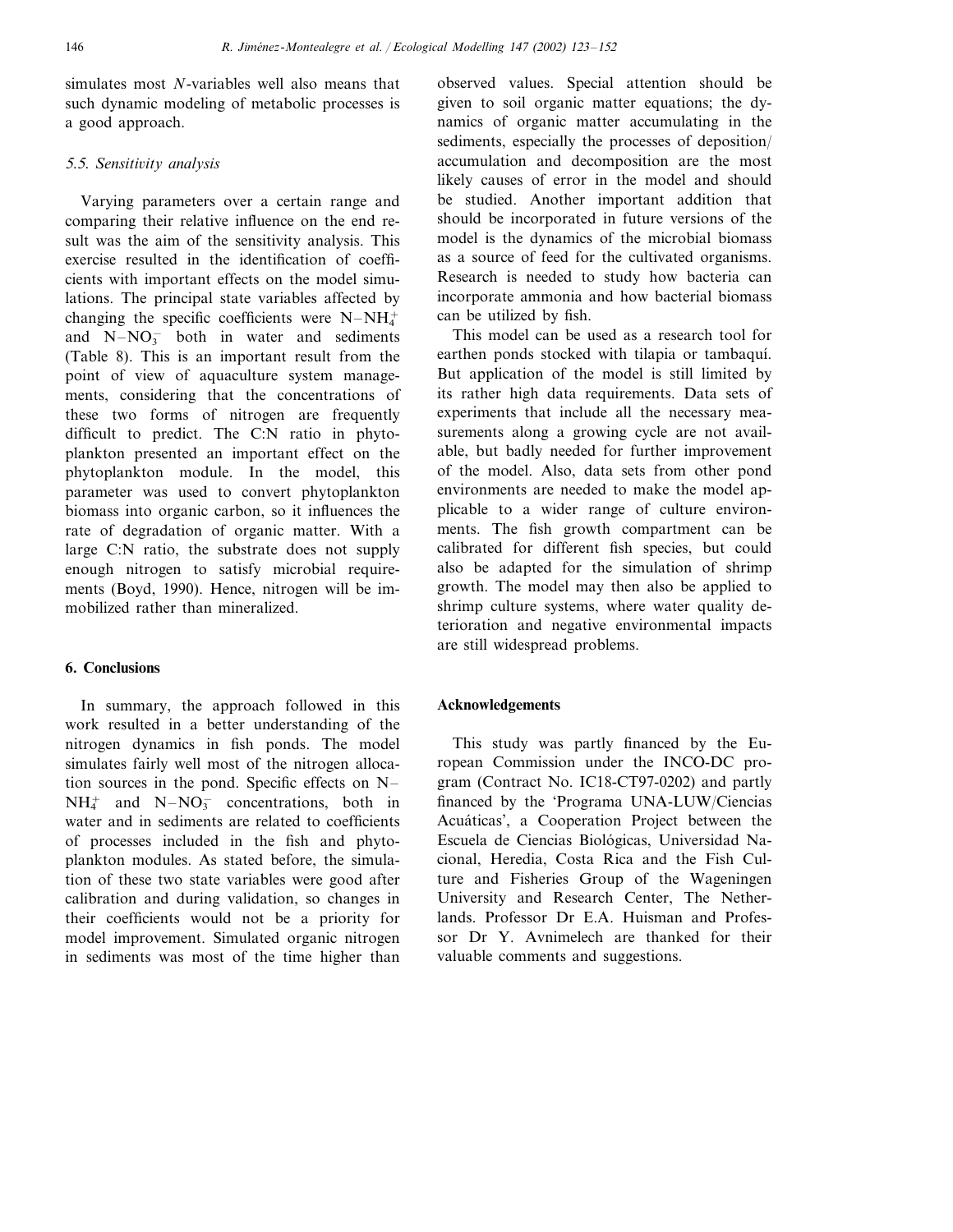simulates most *N*-variables well also means that such dynamic modeling of metabolic processes is a good approach.

### 5.5. Sensitivity analysis

Varying parameters over a certain range and comparing their relative influence on the end result was the aim of the sensitivity analysis. This exercise resulted in the identification of coefficients with important effects on the model simulations. The principal state variables affected by changing the specific coefficients were $N–NH_4^+$ and $N–NO_3^-$ both in water and sediments (Table 8). This is an important result from the point of view of aquaculture system managements, considering that the concentrations of these two forms of nitrogen are frequently difficult to predict. The C:N ratio in phytoplankton presented an important effect on the phytoplankton module. In the model, this parameter was used to convert phytoplankton biomass into organic carbon, so it influences the rate of degradation of organic matter. With a large C:N ratio, the substrate does not supply enough nitrogen to satisfy microbial requirements (Boyd, 1990). Hence, nitrogen will be immobilized rather than mineralized.

## 6. Conclusions

In summary, the approach followed in this work resulted in a better understanding of the nitrogen dynamics in fish ponds. The model simulates fairly well most of the nitrogen allocation sources in the pond. Specific effects on $N–NH_4^+$ and $N–NO_3^-$ concentrations, both in water and in sediments are related to coefficients of processes included in the fish and phytoplankton modules. As stated before, the simulation of these two state variables were good after calibration and during validation, so changes in their coefficients would not be a priority for model improvement. Simulated organic nitrogen in sediments was most of the time higher than observed values. Special attention should be given to soil organic matter equations; the dynamics of organic matter accumulating in the sediments, especially the processes of deposition/accumulation and decomposition are the most likely causes of error in the model and should be studied. Another important addition that should be incorporated in future versions of the model is the dynamics of the microbial biomass as a source of feed for the cultivated organisms. Research is needed to study how bacteria can incorporate ammonia and how bacterial biomass can be utilized by fish.

This model can be used as a research tool for earthen ponds stocked with tilapia or tambaquí. But application of the model is still limited by its rather high data requirements. Data sets of experiments that include all the necessary measurements along a growing cycle are not available, but badly needed for further improvement of the model. Also, data sets from other pond environments are needed to make the model applicable to a wider range of culture environments. The fish growth compartment can be calibrated for different fish species, but could also be adapted for the simulation of shrimp growth. The model may then also be applied to shrimp culture systems, where water quality deterioration and negative environmental impacts are still widespread problems.

## Acknowledgements

This study was partly financed by the European Commission under the INCO-DC program (Contract No. IC18-CT97-0202) and partly financed by the 'Programa UNA-LUW/Ciencias Acuáticas', a Cooperation Project between the Escuela de Ciencias Biológicas, Universidad Nacional, Heredia, Costa Rica and the Fish Culture and Fisheries Group of the Wageningen University and Research Center, The Netherlands. Professor Dr E.A. Huisman and Professor Dr Y. Avnimelech are thanked for their valuable comments and suggestions.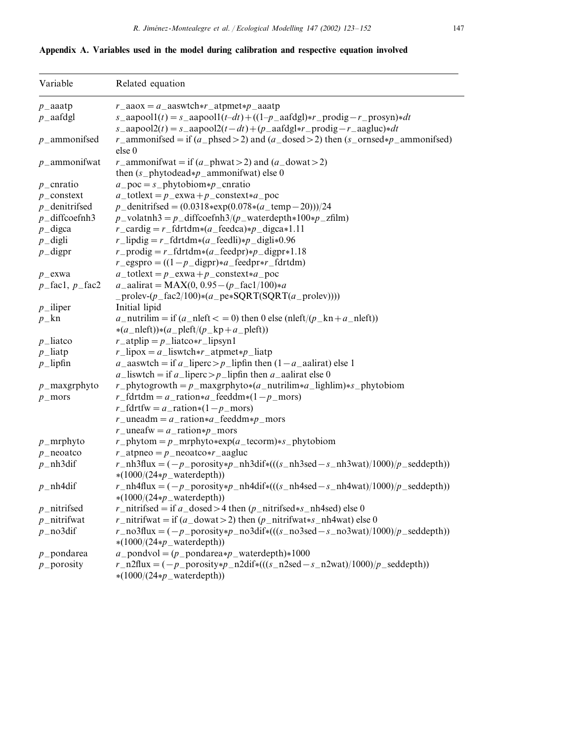## Appendix A. Variables used in the model during calibration and respective equation involved

| Variable | Related equation |
|---|---|
| $p$_aaatp | $r$_aaox = $a$_aaswtch*$r$_atpmet*$p$_aaatp |
| $p$_aafdgl | $s$_aapool1($t$) = $s$_aapool1($t$–$dt$) + ((1–$p$_aafdgl)*$r$_prodig – $r$_prosyn)*$dt$<br>$s$_aapool2($t$) = $s$_aapool2($t$ – $dt$) + ($p$_aafdgl*$r$_prodig – $r$_aagluc)*$dt$ |
| $p$_ammonifsed | $r$_ammonifsed = if ($a$_phsed > 2) and ($a$_dosed > 2) then ($s$_ornsed*$p$_ammonifsed) else 0 |
| $p$_ammonifwat | $r$_ammonifwat = if ($a$_phwat > 2) and ($a$_dowat > 2) then ($s$_phytodead*$p$_ammonifwat) else 0 |
| $p$_cnratio | $a$_poc = $s$_phytobiom*$p$_cnratio |
| $p$_constext | $a$_totlext = $p$_exwa + $p$_constext*$a$_poc |
| $p$_denitrifsed | $p$_denitrifsed = (0.0318*exp(0.078*($a$_temp – 20)))/24 |
| $p$_diffcoefnh3 | $p$_volatnh3 = $p$_diffcoefnh3/($p$_waterdepth*100*$p$_zfilm) |
| $p$_digca | $r$_cardig = $r$_fdrtdm*($a$_feedca)*$p$_digca*1.11 |
| $p$_digli | $r$_lipdig = $r$_fdrtdm*($a$_feedli)*$p$_digli*0.96 |
| $p$_digpr | $r$_prodig = $r$_fdrtdm*($a$_feedpr)*$p$_digpr*1.18<br>$r$_egspro = ((1 – $p$_digpr)*$a$_feedpr*$r$_fdrtdm) |
| $p$_exwa | $a$_totlext = $p$_exwa + $p$_constext*$a$_poc |
| $p$_fac1, $p$_fac2 | $a$_aalirat = MAX(0, 0.95 – ($p$_fac1/100)*$a$_prolev-($p$_fac2/100)*($a$_pe*SQRT(SQRT($a$_prolev)))) |
| $p$_iliper | Initial lipid |
| $p$_kn | $a$_nutrilim = if ($a$_nleft < = 0) then 0 else (nleft/($p$_kn + $a$_nleft))*($a$_nleft))*($a$_pleft/($p$_kp + $a$_pleft)) |
| $p$_liatco | $r$_atplip = $p$_liatco*$r$_lipsyn1 |
| $p$_liatp | $r$_lipox = $a$_liswtch*$r$_atpmet*$p$_liatp |
| $p$_lipfin | $a$_aaswtch = if $a$_liperc > $p$_lipfin then (1 – $a$_aalirat) else 1<br>$a$_liswtch = if $a$_liperc > $p$_lipfin then $a$_aalirat else 0 |
| $p$_maxgrphyto | $r$_phytogrowth = $p$_maxgrphyto*($a$_nutrilim*$a$_lighlim)*$s$_phytobiom |
| $p$_mors | $r$_fdrtdm = $a$_ration*$a$_feeddm*(1 – $p$_mors)<br>$r$_fdrtfw = $a$_ration*(1 – $p$_mors)<br>$r$_uneadm = $a$_ration*$a$_feeddm*$p$_mors<br>$r$_uneafw = $a$_ration*$p$_mors |
| $p$_mrphyto | $r$_phytom = $p$_mrphyto*exp($a$_tecorm)*$s$_phytobiom |
| $p$_neoatco | $r$_atpneo = $p$_neoatco*$r$_aagluc |
| $p$_nh3dif | $r$_nh3flux = (– $p$_porosity*$p$_nh3dif*((($s$_nh3sed – $s$_nh3wat)/1000)/$p$_seddepth))*(1000/(24*$p$_waterdepth)) |
| $p$_nh4dif | $r$_nh4flux = (– $p$_porosity*$p$_nh4dif*((($s$_nh4sed – $s$_nh4wat)/1000)/$p$_seddepth))*(1000/(24*$p$_waterdepth)) |
| $p$_nitrifsed | $r$_nitrifsed = if $a$_dosed > 4 then ($p$_nitrifsed*$s$_nh4sed) else 0 |
| $p$_nitrifwat | $r$_nitrifwat = if ($a$_dowat > 2) then ($p$_nitrifwat*$s$_nh4wat) else 0 |
| $p$_no3dif | $r$_no3flux = (– $p$_porosity*$p$_no3dif*((($s$_no3sed – $s$_no3wat)/1000)/$p$_seddepth))*(1000/(24*$p$_waterdepth)) |
| $p$_pondarea | $a$_pondvol = ($p$_pondarea*$p$_waterdepth)*1000 |
| $p$_porosity | $r$_n2flux = (– $p$_porosity*$p$_n2dif*((($s$_n2sed – $s$_n2wat)/1000)/$p$_seddepth))*(1000/(24*$p$_waterdepth)) |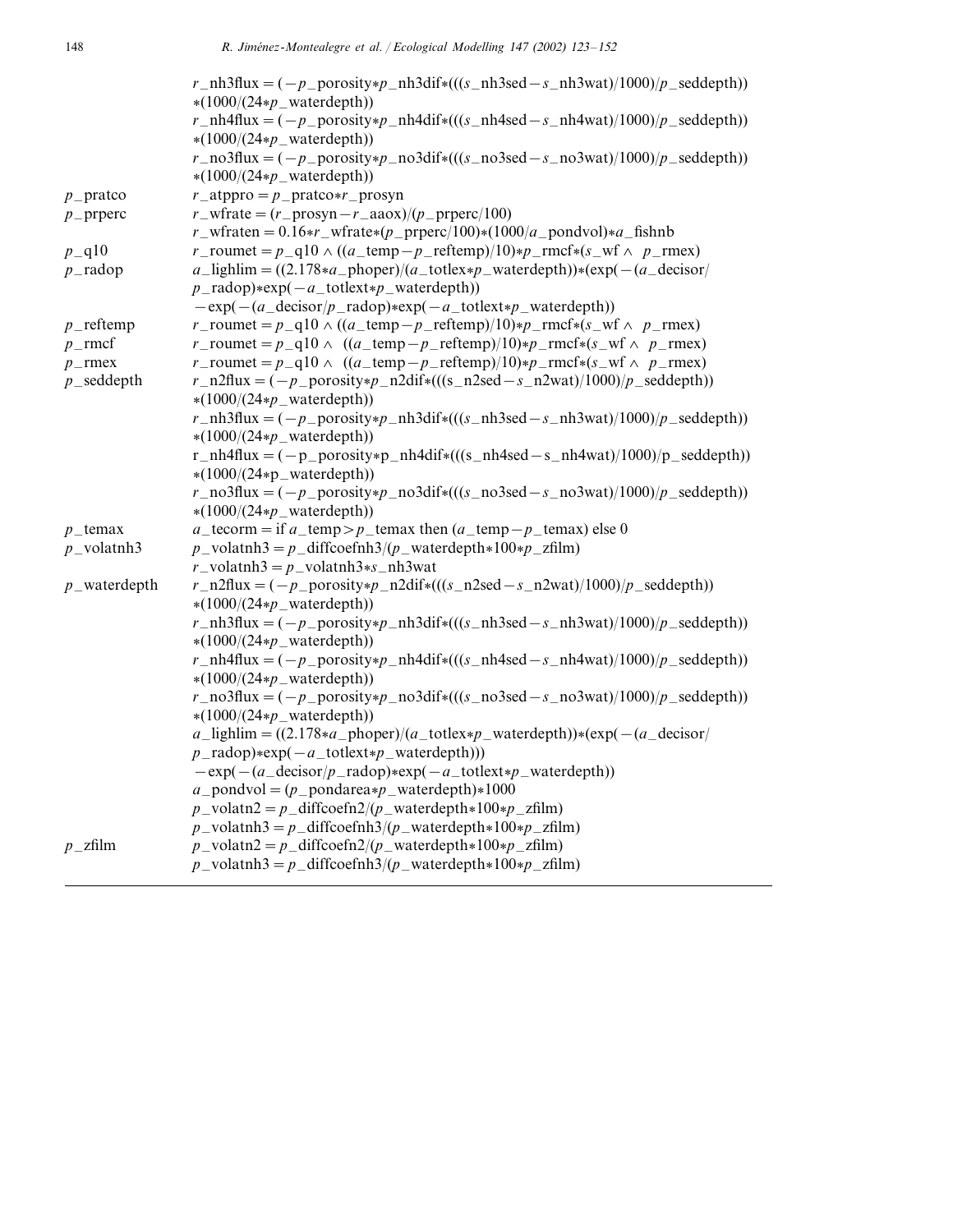| | |
|---|---|
| | $r\_nh3flux = (-p\_porosity*p\_nh3dif*(((s\_nh3sed-s\_nh3wat)/1000)/p\_seddepth))*(1000/(24*p\_waterdepth))$ |
| | $r\_nh4flux = (-p\_porosity*p\_nh4dif*(((s\_nh4sed-s\_nh4wat)/1000)/p\_seddepth))*(1000/(24*p\_waterdepth))$ |
| | $r\_no3flux = (-p\_porosity*p\_no3dif*(((s\_no3sed-s\_no3wat)/1000)/p\_seddepth))*(1000/(24*p\_waterdepth))$ |
| $p\_pratco$ | $r\_atppro = p\_pratco*r\_prosyn$ |
| $p\_prperc$ | $r\_wfrate = (r\_prosyn-r\_aaox)/(p\_prperc/100)$ |
| | $r\_wfraten = 0.16*r\_wfrate*(p\_prperc/100)*(1000/a\_pondvol)*a\_fishnb$ |
| $p\_q10$ | $r\_roumet = p\_q10 \wedge ((a\_temp-p\_reftemp)/10)*p\_rmcf*(s\_wf \wedge p\_rmex)$ |
| $p\_radop$ | $a\_lighlim = ((2.178*a\_phoper)/(a\_totlex*p\_waterdepth))*(exp(-(a\_decisor/p\_radop)*exp(-a\_totlext*p\_waterdepth)) -exp(-(a\_decisor/p\_radop)*exp(-a\_totlext*p\_waterdepth))$ |
| $p\_reftemp$ | $r\_roumet = p\_q10 \wedge ((a\_temp-p\_reftemp)/10)*p\_rmcf*(s\_wf \wedge p\_rmex)$ |
| $p\_rmcf$ | $r\_roumet = p\_q10 \wedge ((a\_temp-p\_reftemp)/10)*p\_rmcf*(s\_wf \wedge p\_rmex)$ |
| $p\_rmex$ | $r\_roumet = p\_q10 \wedge ((a\_temp-p\_reftemp)/10)*p\_rmcf*(s\_wf \wedge p\_rmex)$ |
| $p\_seddepth$ | $r\_n2flux = (-p\_porosity*p\_n2dif*(((s\_n2sed-s\_n2wat)/1000)/p\_seddepth))*(1000/(24*p\_waterdepth))$ |
| | $r\_nh3flux = (-p\_porosity*p\_nh3dif*(((s\_nh3sed-s\_nh3wat)/1000)/p\_seddepth))*(1000/(24*p\_waterdepth))$ |
| | $r\_nh4flux = (-p\_porosity*p\_nh4dif*(((s\_nh4sed-s\_nh4wat)/1000)/p\_seddepth))*(1000/(24*p\_waterdepth))$ |
| | $r\_no3flux = (-p\_porosity*p\_no3dif*(((s\_no3sed-s\_no3wat)/1000)/p\_seddepth))*(1000/(24*p\_waterdepth))$ |
| $p\_temax$ | $a\_tecorm = \text{if } a\_temp > p\_temax \text{ then } (a\_temp-p\_temax) \text{ else } 0$ |
| $p\_volatnh3$ | $p\_volatnh3 = p\_diffcoefnh3/(p\_waterdepth*100*p\_zfilm)$ |
| | $r\_volatnh3 = p\_volatnh3*s\_nh3wat$ |
| $p\_waterdepth$ | $r\_n2flux = (-p\_porosity*p\_n2dif*(((s\_n2sed-s\_n2wat)/1000)/p\_seddepth))*(1000/(24*p\_waterdepth))$ |
| | $r\_nh3flux = (-p\_porosity*p\_nh3dif*(((s\_nh3sed-s\_nh3wat)/1000)/p\_seddepth))*(1000/(24*p\_waterdepth))$ |
| | $r\_nh4flux = (-p\_porosity*p\_nh4dif*(((s\_nh4sed-s\_nh4wat)/1000)/p\_seddepth))*(1000/(24*p\_waterdepth))$ |
| | $r\_no3flux = (-p\_porosity*p\_no3dif*(((s\_no3sed-s\_no3wat)/1000)/p\_seddepth))*(1000/(24*p\_waterdepth))$ |
| | $a\_lighlim = ((2.178*a\_phoper)/(a\_totlex*p\_waterdepth))*(exp(-(a\_decisor/p\_radop)*exp(-a\_totlext*p\_waterdepth))) -exp(-(a\_decisor/p\_radop)*exp(-a\_totlext*p\_waterdepth))$ |
| | $a\_pondvol = (p\_pondarea*p\_waterdepth)*1000$ |
| | $p\_volatn2 = p\_diffcoefn2/(p\_waterdepth*100*p\_zfilm)$ |
| | $p\_volatnh3 = p\_diffcoefnh3/(p\_waterdepth*100*p\_zfilm)$ |
| $p\_zfilm$ | $p\_volatn2 = p\_diffcoefn2/(p\_waterdepth*100*p\_zfilm)$ |
| | $p\_volatnh3 = p\_diffcoefnh3/(p\_waterdepth*100*p\_zfilm)$ |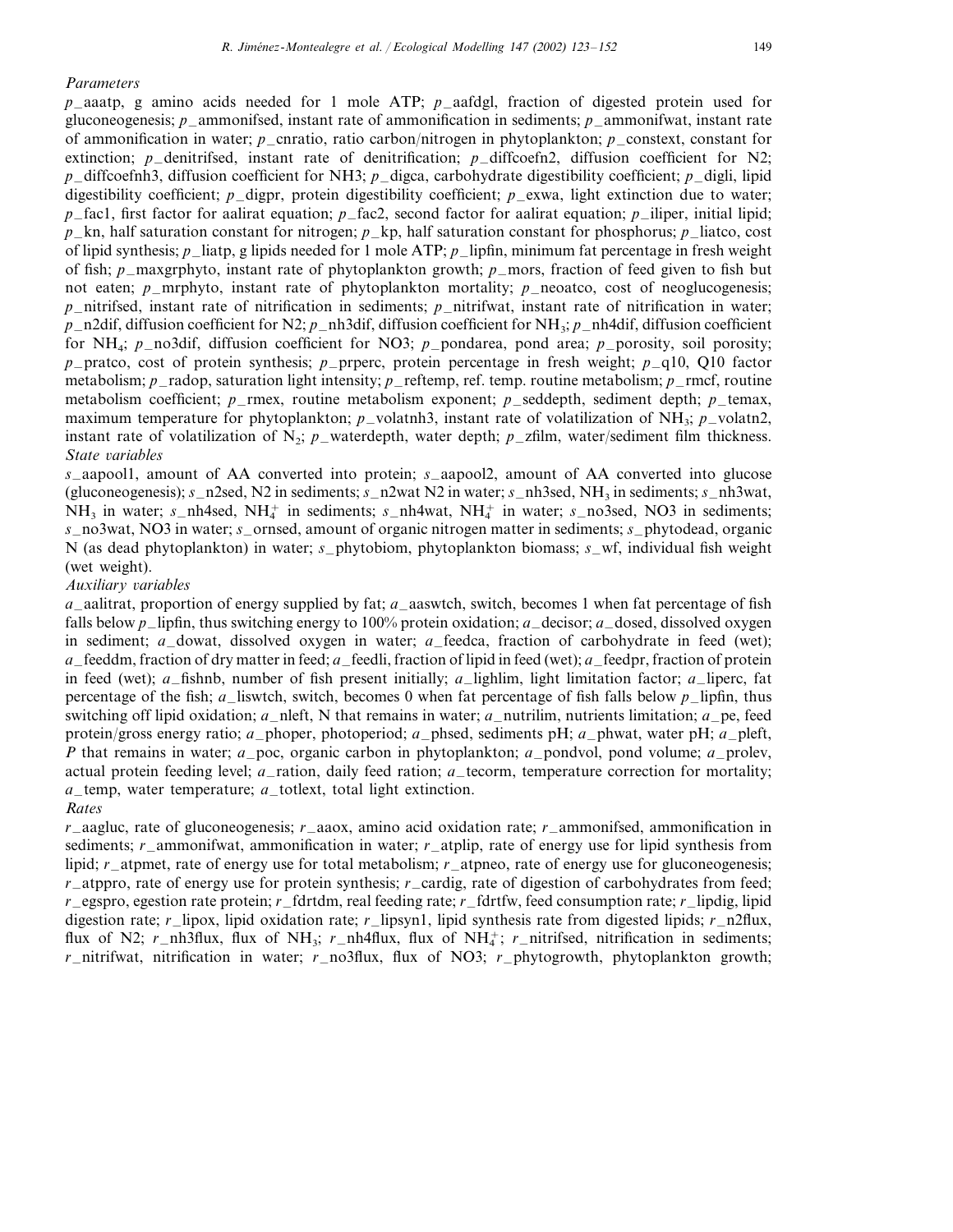*Parameters*

*p*_aaatp, g amino acids needed for 1 mole ATP; *p*_aafdgl, fraction of digested protein used for gluconeogenesis; *p*_ammonifsed, instant rate of ammonification in sediments; *p*_ammonifwat, instant rate of ammonification in water; *p*_cnratio, ratio carbon/nitrogen in phytoplankton; *p*_constext, constant for extinction; *p*_denitrifsed, instant rate of denitrification; *p*_diffcoefn2, diffusion coefficient for N2; *p*_diffcoefnh3, diffusion coefficient for NH3; *p*_digca, carbohydrate digestibility coefficient; *p*_digli, lipid digestibility coefficient; *p*_digpr, protein digestibility coefficient; *p*_exwa, light extinction due to water; *p*_fac1, first factor for aalirat equation; *p*_fac2, second factor for aalirat equation; *p*_iliper, initial lipid; *p*_kn, half saturation constant for nitrogen; *p*_kp, half saturation constant for phosphorus; *p*_liatco, cost of lipid synthesis; *p*_liatp, g lipids needed for 1 mole ATP; *p*_lipfin, minimum fat percentage in fresh weight of fish; *p*_maxgrphyto, instant rate of phytoplankton growth; *p*_mors, fraction of feed given to fish but not eaten; *p*_mrphyto, instant rate of phytoplankton mortality; *p*_neoatco, cost of neoglucogenesis; *p*_nitrifsed, instant rate of nitrification in sediments; *p*_nitrifwat, instant rate of nitrification in water; *p*_n2dif, diffusion coefficient for N2; *p*_nh3dif, diffusion coefficient for $NH_3$; *p*_nh4dif, diffusion coefficient for $NH_4$; *p*_no3dif, diffusion coefficient for NO3; *p*_pondarea, pond area; *p*_porosity, soil porosity; *p*_pratco, cost of protein synthesis; *p*_prperc, protein percentage in fresh weight; *p*_q10, Q10 factor metabolism; *p*_radop, saturation light intensity; *p*_reftemp, ref. temp. routine metabolism; *p*_rmcf, routine metabolism coefficient; *p*_rmex, routine metabolism exponent; *p*_seddepth, sediment depth; *p*_temax, maximum temperature for phytoplankton; *p*_volatnh3, instant rate of volatilization of $NH_3$; *p*_volatn2, instant rate of volatilization of $N_2$; *p*_waterdepth, water depth; *p*_zfilm, water/sediment film thickness.

*State variables*

*s*_aapool1, amount of AA converted into protein; *s*_aapool2, amount of AA converted into glucose (gluconeogenesis); *s*_n2sed, N2 in sediments; *s*_n2wat N2 in water; *s*_nh3sed, $NH_3$ in sediments; *s*_nh3wat, $NH_3$ in water; *s*_nh4sed, $NH_4^+$ in sediments; *s*_nh4wat, $NH_4^+$ in water; *s*_no3sed, NO3 in sediments; *s*_no3wat, NO3 in water; *s*_ornsed, amount of organic nitrogen matter in sediments; *s*_phytodead, organic N (as dead phytoplankton) in water; *s*_phytobiom, phytoplankton biomass; *s*_wf, individual fish weight (wet weight).

*Auxiliary variables*

*a*_aalitrat, proportion of energy supplied by fat; *a*_aaswtch, switch, becomes 1 when fat percentage of fish falls below *p*_lipfin, thus switching energy to 100% protein oxidation; *a*_decisor; *a*_dosed, dissolved oxygen in sediment; *a*_dowat, dissolved oxygen in water; *a*_feedca, fraction of carbohydrate in feed (wet); *a*_feeddm, fraction of dry matter in feed; *a*_feedli, fraction of lipid in feed (wet); *a*_feedpr, fraction of protein in feed (wet); *a*_fishnb, number of fish present initially; *a*_lighlim, light limitation factor; *a*_liperc, fat percentage of the fish; *a*_liswtch, switch, becomes 0 when fat percentage of fish falls below *p*_lipfin, thus switching off lipid oxidation; *a*_nleft, N that remains in water; *a*_nutrilim, nutrients limitation; *a*_pe, feed protein/gross energy ratio; *a*_phoper, photoperiod; *a*_phsed, sediments pH; *a*_phwat, water pH; *a*_pleft, *P* that remains in water; *a*_poc, organic carbon in phytoplankton; *a*_pondvol, pond volume; *a*_prolev, actual protein feeding level; *a*_ration, daily feed ration; *a*_tecorm, temperature correction for mortality; *a*_temp, water temperature; *a*_totlext, total light extinction.

*Rates*

*r*_aagluc, rate of gluconeogenesis; *r*_aaox, amino acid oxidation rate; *r*_ammonifsed, ammonification in sediments; *r*_ammonifwat, ammonification in water; *r*_atplip, rate of energy use for lipid synthesis from lipid; *r*_atpmet, rate of energy use for total metabolism; *r*_atpneo, rate of energy use for gluconeogenesis; *r*_atppro, rate of energy use for protein synthesis; *r*_cardig, rate of digestion of carbohydrates from feed; *r*_egspro, egestion rate protein; *r*_fdrtdm, real feeding rate; *r*_fdrtfw, feed consumption rate; *r*_lipdig, lipid digestion rate; *r*_lipox, lipid oxidation rate; *r*_lipsyn1, lipid synthesis rate from digested lipids; *r*_n2flux, flux of N2; *r*_nh3flux, flux of $NH_3$; *r*_nh4flux, flux of $NH_4^+$; *r*_nitrifsed, nitrification in sediments; *r*_nitrifwat, nitrification in water; *r*_no3flux, flux of NO3; *r*_phytogrowth, phytoplankton growth;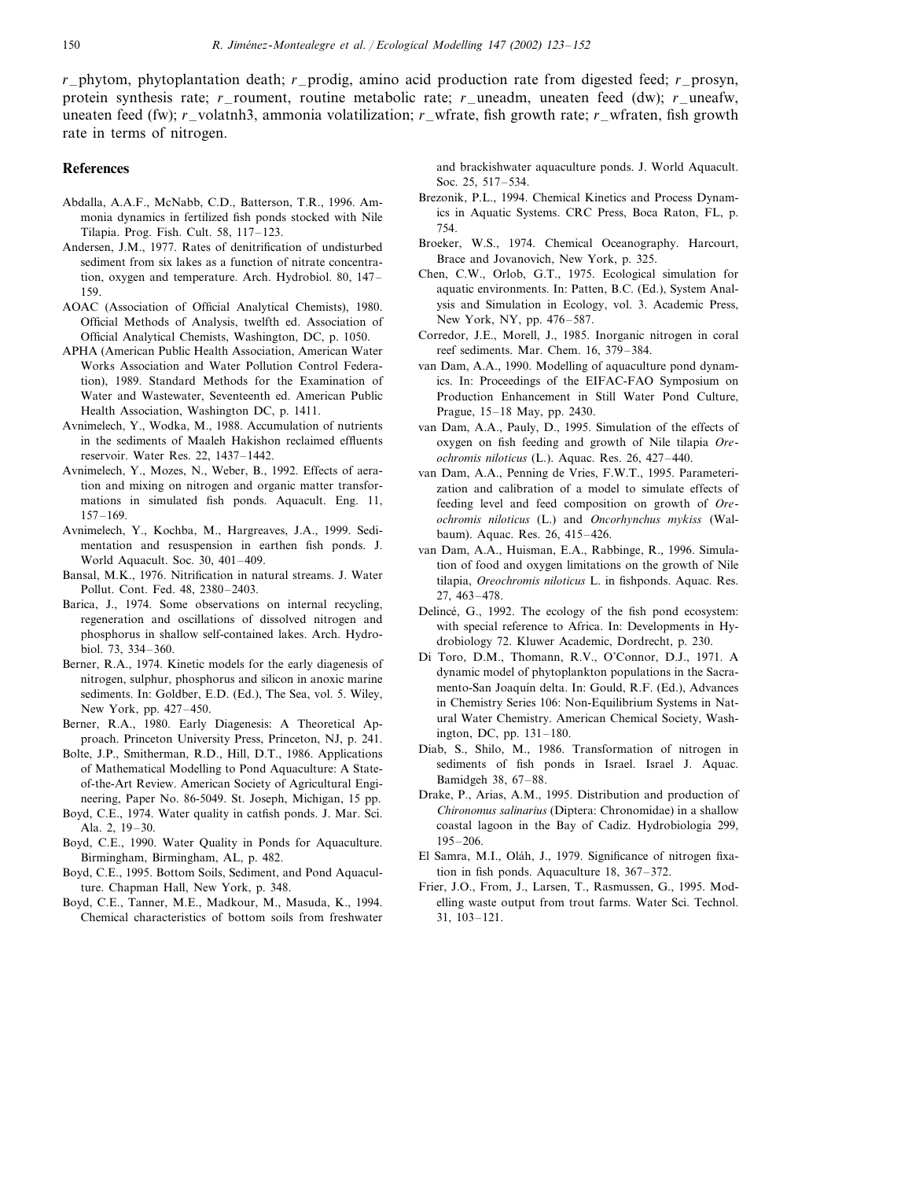*r*_phytom, phytoplantation death; *r*_prodig, amino acid production rate from digested feed; *r*_prosyn, protein synthesis rate; *r*_roument, routine metabolic rate; *r*_uneadm, uneaten feed (dw); *r*_uneafw, uneaten feed (fw); *r*_volatnh3, ammonia volatilization; *r*_wfrate, fish growth rate; *r*_wfraten, fish growth rate in terms of nitrogen.

## References

Abdalla, A.A.F., McNabb, C.D., Batterson, T.R., 1996. Ammonia dynamics in fertilized fish ponds stocked with Nile Tilapia. Prog. Fish. Cult. 58, 117–123.

Andersen, J.M., 1977. Rates of denitrification of undisturbed sediment from six lakes as a function of nitrate concentration, oxygen and temperature. Arch. Hydrobiol. 80, 147–159.

AOAC (Association of Official Analytical Chemists), 1980. Official Methods of Analysis, twelfth ed. Association of Official Analytical Chemists, Washington, DC, p. 1050.

APHA (American Public Health Association, American Water Works Association and Water Pollution Control Federation), 1989. Standard Methods for the Examination of Water and Wastewater, Seventeenth ed. American Public Health Association, Washington DC, p. 1411.

Avnimelech, Y., Wodka, M., 1988. Accumulation of nutrients in the sediments of Maaleh Hakishon reclaimed effluents reservoir. Water Res. 22, 1437–1442.

Avnimelech, Y., Mozes, N., Weber, B., 1992. Effects of aeration and mixing on nitrogen and organic matter transformations in simulated fish ponds. Aquacult. Eng. 11, 157–169.

Avnimelech, Y., Kochba, M., Hargreaves, J.A., 1999. Sedimentation and resuspension in earthen fish ponds. J. World Aquacult. Soc. 30, 401–409.

Bansal, M.K., 1976. Nitrification in natural streams. J. Water Pollut. Cont. Fed. 48, 2380–2403.

Barica, J., 1974. Some observations on internal recycling, regeneration and oscillations of dissolved nitrogen and phosphorus in shallow self-contained lakes. Arch. Hydrobiol. 73, 334–360.

Berner, R.A., 1974. Kinetic models for the early diagenesis of nitrogen, sulphur, phosphorus and silicon in anoxic marine sediments. In: Goldber, E.D. (Ed.), The Sea, vol. 5. Wiley, New York, pp. 427–450.

Berner, R.A., 1980. Early Diagenesis: A Theoretical Approach. Princeton University Press, Princeton, NJ, p. 241.

Bolte, J.P., Smitherman, R.D., Hill, D.T., 1986. Applications of Mathematical Modelling to Pond Aquaculture: A State-of-the-Art Review. American Society of Agricultural Engineering, Paper No. 86-5049. St. Joseph, Michigan, 15 pp.

Boyd, C.E., 1974. Water quality in catfish ponds. J. Mar. Sci. Ala. 2, 19–30.

Boyd, C.E., 1990. Water Quality in Ponds for Aquaculture. Birmingham, Birmingham, AL, p. 482.

Boyd, C.E., 1995. Bottom Soils, Sediment, and Pond Aquaculture. Chapman Hall, New York, p. 348.

Boyd, C.E., Tanner, M.E., Madkour, M., Masuda, K., 1994. Chemical characteristics of bottom soils from freshwater and brackishwater aquaculture ponds. J. World Aquacult. Soc. 25, 517–534.

Brezonik, P.L., 1994. Chemical Kinetics and Process Dynamics in Aquatic Systems. CRC Press, Boca Raton, FL, p. 754.

Broeker, W.S., 1974. Chemical Oceanography. Harcourt, Brace and Jovanovich, New York, p. 325.

Chen, C.W., Orlob, G.T., 1975. Ecological simulation for aquatic environments. In: Patten, B.C. (Ed.), System Analysis and Simulation in Ecology, vol. 3. Academic Press, New York, NY, pp. 476–587.

Corredor, J.E., Morell, J., 1985. Inorganic nitrogen in coral reef sediments. Mar. Chem. 16, 379–384.

van Dam, A.A., 1990. Modelling of aquaculture pond dynamics. In: Proceedings of the EIFAC-FAO Symposium on Production Enhancement in Still Water Pond Culture, Prague, 15–18 May, pp. 2430.

van Dam, A.A., Pauly, D., 1995. Simulation of the effects of oxygen on fish feeding and growth of Nile tilapia *Oreochromis niloticus* (L.). Aquac. Res. 26, 427–440.

van Dam, A.A., Penning de Vries, F.W.T., 1995. Parameterization and calibration of a model to simulate effects of feeding level and feed composition on growth of *Oreochromis niloticus* (L.) and *Oncorhynchus mykiss* (Walbaum). Aquac. Res. 26, 415–426.

van Dam, A.A., Huisman, E.A., Rabbinge, R., 1996. Simulation of food and oxygen limitations on the growth of Nile tilapia, *Oreochromis niloticus* L. in fishponds. Aquac. Res. 27, 463–478.

Delincé, G., 1992. The ecology of the fish pond ecosystem: with special reference to Africa. In: Developments in Hydrobiology 72. Kluwer Academic, Dordrecht, p. 230.

Di Toro, D.M., Thomann, R.V., O'Connor, D.J., 1971. A dynamic model of phytoplankton populations in the Sacramento-San Joaquín delta. In: Gould, R.F. (Ed.), Advances in Chemistry Series 106: Non-Equilibrium Systems in Natural Water Chemistry. American Chemical Society, Washington, DC, pp. 131–180.

Diab, S., Shilo, M., 1986. Transformation of nitrogen in sediments of fish ponds in Israel. Israel J. Aquac. Bamidgeh 38, 67–88.

Drake, P., Arias, A.M., 1995. Distribution and production of *Chironomus salinarius* (Diptera: Chronomidae) in a shallow coastal lagoon in the Bay of Cadiz. Hydrobiologia 299, 195–206.

El Samra, M.I., Oláh, J., 1979. Significance of nitrogen fixation in fish ponds. Aquaculture 18, 367–372.

Frier, J.O., From, J., Larsen, T., Rasmussen, G., 1995. Modelling waste output from trout farms. Water Sci. Technol. 31, 103–121.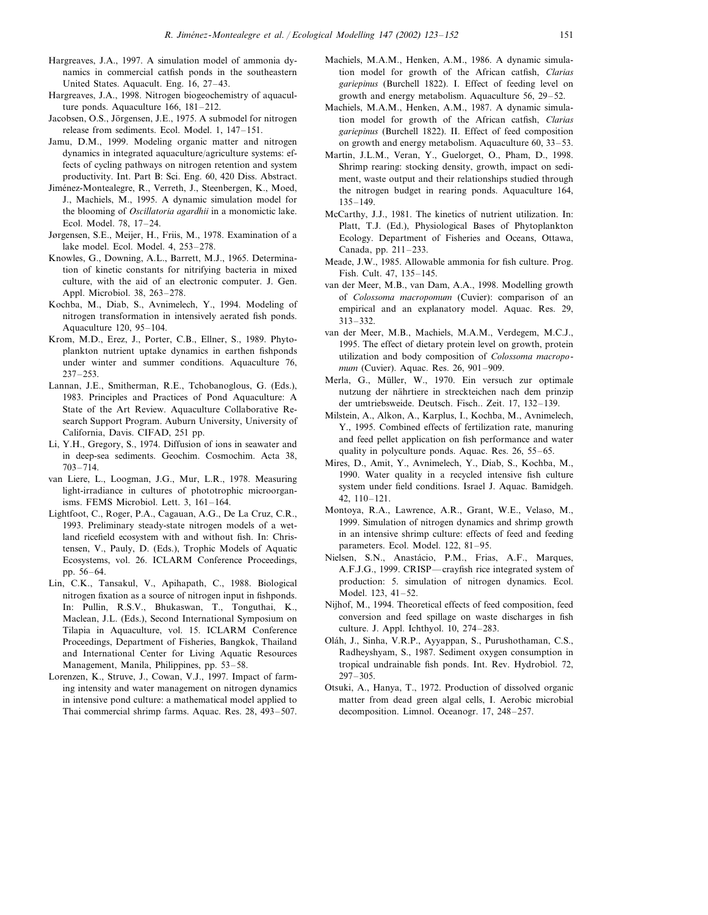Hargreaves, J.A., 1997. A simulation model of ammonia dynamics in commercial catfish ponds in the southeastern United States. Aquacult. Eng. 16, 27–43.

Hargreaves, J.A., 1998. Nitrogen biogeochemistry of aquaculture ponds. Aquaculture 166, 181–212.

Jacobsen, O.S., Jörgensen, J.E., 1975. A submodel for nitrogen release from sediments. Ecol. Model. 1, 147–151.

Jamu, D.M., 1999. Modeling organic matter and nitrogen dynamics in integrated aquaculture/agriculture systems: effects of cycling pathways on nitrogen retention and system productivity. Int. Part B: Sci. Eng. 60, 420 Diss. Abstract.

Jiménez-Montealegre, R., Verreth, J., Steenbergen, K., Moed, J., Machiels, M., 1995. A dynamic simulation model for the blooming of *Oscillatoria agardhii* in a monomictic lake. Ecol. Model. 78, 17–24.

Jørgensen, S.E., Meijer, H., Friis, M., 1978. Examination of a lake model. Ecol. Model. 4, 253–278.

Knowles, G., Downing, A.L., Barrett, M.J., 1965. Determination of kinetic constants for nitrifying bacteria in mixed culture, with the aid of an electronic computer. J. Gen. Appl. Microbiol. 38, 263–278.

Kochba, M., Diab, S., Avnimelech, Y., 1994. Modeling of nitrogen transformation in intensively aerated fish ponds. Aquaculture 120, 95–104.

Krom, M.D., Erez, J., Porter, C.B., Ellner, S., 1989. Phytoplankton nutrient uptake dynamics in earthen fishponds under winter and summer conditions. Aquaculture 76, 237–253.

Lannan, J.E., Smitherman, R.E., Tchobanoglous, G. (Eds.), 1983. Principles and Practices of Pond Aquaculture: A State of the Art Review. Aquaculture Collaborative Research Support Program. Auburn University, University of California, Davis. CIFAD, 251 pp.

Li, Y.H., Gregory, S., 1974. Diffusion of ions in seawater and in deep-sea sediments. Geochim. Cosmochim. Acta 38, 703–714.

van Liere, L., Loogman, J.G., Mur, L.R., 1978. Measuring light-irradiance in cultures of phototrophic microorganisms. FEMS Microbiol. Lett. 3, 161–164.

Lightfoot, C., Roger, P.A., Cagauan, A.G., De La Cruz, C.R., 1993. Preliminary steady-state nitrogen models of a wetland ricefield ecosystem with and without fish. In: Christensen, V., Pauly, D. (Eds.), Trophic Models of Aquatic Ecosystems, vol. 26. ICLARM Conference Proceedings, pp. 56–64.

Lin, C.K., Tansakul, V., Apihapath, C., 1988. Biological nitrogen fixation as a source of nitrogen input in fishponds. In: Pullin, R.S.V., Bhukaswan, T., Tonguthai, K., Maclean, J.L. (Eds.), Second International Symposium on Tilapia in Aquaculture, vol. 15. ICLARM Conference Proceedings, Department of Fisheries, Bangkok, Thailand and International Center for Living Aquatic Resources Management, Manila, Philippines, pp. 53–58.

Lorenzen, K., Struve, J., Cowan, V.J., 1997. Impact of farming intensity and water management on nitrogen dynamics in intensive pond culture: a mathematical model applied to Thai commercial shrimp farms. Aquac. Res. 28, 493–507.

Machiels, M.A.M., Henken, A.M., 1986. A dynamic simulation model for growth of the African catfish, *Clarias gariepinus* (Burchell 1822). I. Effect of feeding level on growth and energy metabolism. Aquaculture 56, 29–52.

Machiels, M.A.M., Henken, A.M., 1987. A dynamic simulation model for growth of the African catfish, *Clarias gariepinus* (Burchell 1822). II. Effect of feed composition on growth and energy metabolism. Aquaculture 60, 33–53.

Martin, J.L.M., Veran, Y., Guelorget, O., Pham, D., 1998. Shrimp rearing: stocking density, growth, impact on sediment, waste output and their relationships studied through the nitrogen budget in rearing ponds. Aquaculture 164, 135–149.

McCarthy, J.J., 1981. The kinetics of nutrient utilization. In: Platt, T.J. (Ed.), Physiological Bases of Phytoplankton Ecology. Department of Fisheries and Oceans, Ottawa, Canada, pp. 211–233.

Meade, J.W., 1985. Allowable ammonia for fish culture. Prog. Fish. Cult. 47, 135–145.

van der Meer, M.B., van Dam, A.A., 1998. Modelling growth of *Colossoma macropomum* (Cuvier): comparison of an empirical and an explanatory model. Aquac. Res. 29, 313–332.

van der Meer, M.B., Machiels, M.A.M., Verdegem, M.C.J., 1995. The effect of dietary protein level on growth, protein utilization and body composition of *Colossoma macropomum* (Cuvier). Aquac. Res. 26, 901–909.

Merla, G., Müller, W., 1970. Ein versuch zur optimale nutzung der nährtiere in streckteichen nach dem prinzip der umtriebsweide. Deutsch. Fisch.. Zeit. 17, 132–139.

Milstein, A., Alkon, A., Karplus, I., Kochba, M., Avnimelech, Y., 1995. Combined effects of fertilization rate, manuring and feed pellet application on fish performance and water quality in polyculture ponds. Aquac. Res. 26, 55–65.

Mires, D., Amit, Y., Avnimelech, Y., Diab, S., Kochba, M., 1990. Water quality in a recycled intensive fish culture system under field conditions. Israel J. Aquac. Bamidgeh. 42, 110–121.

Montoya, R.A., Lawrence, A.R., Grant, W.E., Velaso, M., 1999. Simulation of nitrogen dynamics and shrimp growth in an intensive shrimp culture: effects of feed and feeding parameters. Ecol. Model. 122, 81–95.

Nielsen, S.N., Anastácio, P.M., Frias, A.F., Marques, A.F.J.G., 1999. CRISP—crayfish rice integrated system of production: 5. simulation of nitrogen dynamics. Ecol. Model. 123, 41–52.

Nijhof, M., 1994. Theoretical effects of feed composition, feed conversion and feed spillage on waste discharges in fish culture. J. Appl. Ichthyol. 10, 274–283.

Oláh, J., Sinha, V.R.P., Ayyappan, S., Purushothaman, C.S., Radheyshyam, S., 1987. Sediment oxygen consumption in tropical undrainable fish ponds. Int. Rev. Hydrobiol. 72, 297–305.

Otsuki, A., Hanya, T., 1972. Production of dissolved organic matter from dead green algal cells, I. Aerobic microbial decomposition. Limnol. Oceanogr. 17, 248–257.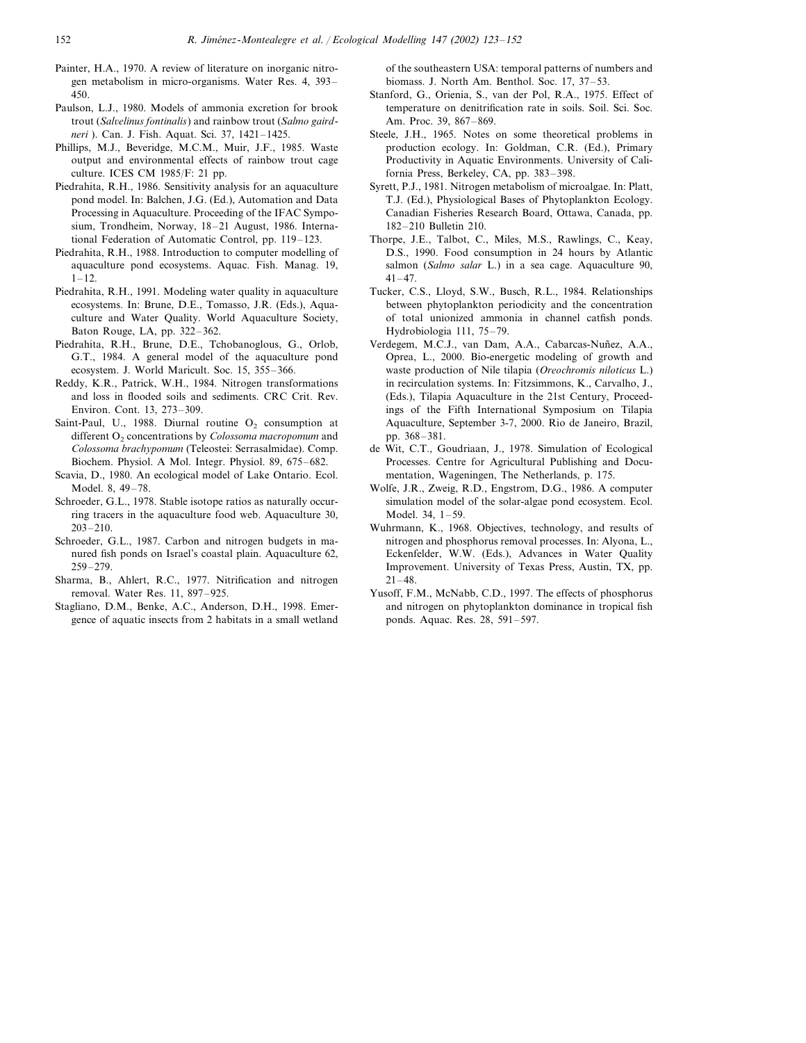Painter, H.A., 1970. A review of literature on inorganic nitrogen metabolism in micro-organisms. Water Res. 4, 393–450.

Paulson, L.J., 1980. Models of ammonia excretion for brook trout (*Salvelinus fontinalis*) and rainbow trout (*Salmo gairdneri* ). Can. J. Fish. Aquat. Sci. 37, 1421–1425.

Phillips, M.J., Beveridge, M.C.M., Muir, J.F., 1985. Waste output and environmental effects of rainbow trout cage culture. ICES CM 1985/F: 21 pp.

Piedrahita, R.H., 1986. Sensitivity analysis for an aquaculture pond model. In: Balchen, J.G. (Ed.), Automation and Data Processing in Aquaculture. Proceeding of the IFAC Symposium, Trondheim, Norway, 18–21 August, 1986. International Federation of Automatic Control, pp. 119–123.

Piedrahita, R.H., 1988. Introduction to computer modelling of aquaculture pond ecosystems. Aquac. Fish. Manag. 19, 1–12.

Piedrahita, R.H., 1991. Modeling water quality in aquaculture ecosystems. In: Brune, D.E., Tomasso, J.R. (Eds.), Aquaculture and Water Quality. World Aquaculture Society, Baton Rouge, LA, pp. 322–362.

Piedrahita, R.H., Brune, D.E., Tchobanoglous, G., Orlob, G.T., 1984. A general model of the aquaculture pond ecosystem. J. World Maricult. Soc. 15, 355–366.

Reddy, K.R., Patrick, W.H., 1984. Nitrogen transformations and loss in flooded soils and sediments. CRC Crit. Rev. Environ. Cont. 13, 273–309.

Saint-Paul, U., 1988. Diurnal routine $O_2$ consumption at different $O_2$ concentrations by *Colossoma macropomum* and *Colossoma brachypomum* (Teleostei: Serrasalmidae). Comp. Biochem. Physiol. A Mol. Integr. Physiol. 89, 675–682.

Scavia, D., 1980. An ecological model of Lake Ontario. Ecol. Model. 8, 49–78.

Schroeder, G.L., 1978. Stable isotope ratios as naturally occurring tracers in the aquaculture food web. Aquaculture 30, 203–210.

Schroeder, G.L., 1987. Carbon and nitrogen budgets in manured fish ponds on Israel's coastal plain. Aquaculture 62, 259–279.

Sharma, B., Ahlert, R.C., 1977. Nitrification and nitrogen removal. Water Res. 11, 897–925.

Stagliano, D.M., Benke, A.C., Anderson, D.H., 1998. Emergence of aquatic insects from 2 habitats in a small wetland of the southeastern USA: temporal patterns of numbers and biomass. J. North Am. Benthol. Soc. 17, 37–53.

Stanford, G., Orienia, S., van der Pol, R.A., 1975. Effect of temperature on denitrification rate in soils. Soil. Sci. Soc. Am. Proc. 39, 867–869.

Steele, J.H., 1965. Notes on some theoretical problems in production ecology. In: Goldman, C.R. (Ed.), Primary Productivity in Aquatic Environments. University of California Press, Berkeley, CA, pp. 383–398.

Syrett, P.J., 1981. Nitrogen metabolism of microalgae. In: Platt, T.J. (Ed.), Physiological Bases of Phytoplankton Ecology. Canadian Fisheries Research Board, Ottawa, Canada, pp. 182–210 Bulletin 210.

Thorpe, J.E., Talbot, C., Miles, M.S., Rawlings, C., Keay, D.S., 1990. Food consumption in 24 hours by Atlantic salmon (*Salmo salar* L.) in a sea cage. Aquaculture 90, 41–47.

Tucker, C.S., Lloyd, S.W., Busch, R.L., 1984. Relationships between phytoplankton periodicity and the concentration of total unionized ammonia in channel catfish ponds. Hydrobiologia 111, 75–79.

Verdegem, M.C.J., van Dam, A.A., Cabarcas-Nuñez, A.A., Oprea, L., 2000. Bio-energetic modeling of growth and waste production of Nile tilapia (*Oreochromis niloticus* L.) in recirculation systems. In: Fitzsimmons, K., Carvalho, J., (Eds.), Tilapia Aquaculture in the 21st Century, Proceedings of the Fifth International Symposium on Tilapia Aquaculture, September 3-7, 2000. Rio de Janeiro, Brazil, pp. 368–381.

de Wit, C.T., Goudriaan, J., 1978. Simulation of Ecological Processes. Centre for Agricultural Publishing and Documentation, Wageningen, The Netherlands, p. 175.

Wolfe, J.R., Zweig, R.D., Engstrom, D.G., 1986. A computer simulation model of the solar-algae pond ecosystem. Ecol. Model. 34, 1–59.

Wuhrmann, K., 1968. Objectives, technology, and results of nitrogen and phosphorus removal processes. In: Alyona, L., Eckenfelder, W.W. (Eds.), Advances in Water Quality Improvement. University of Texas Press, Austin, TX, pp. 21–48.

Yusoff, F.M., McNabb, C.D., 1997. The effects of phosphorus and nitrogen on phytoplankton dominance in tropical fish ponds. Aquac. Res. 28, 591–597.